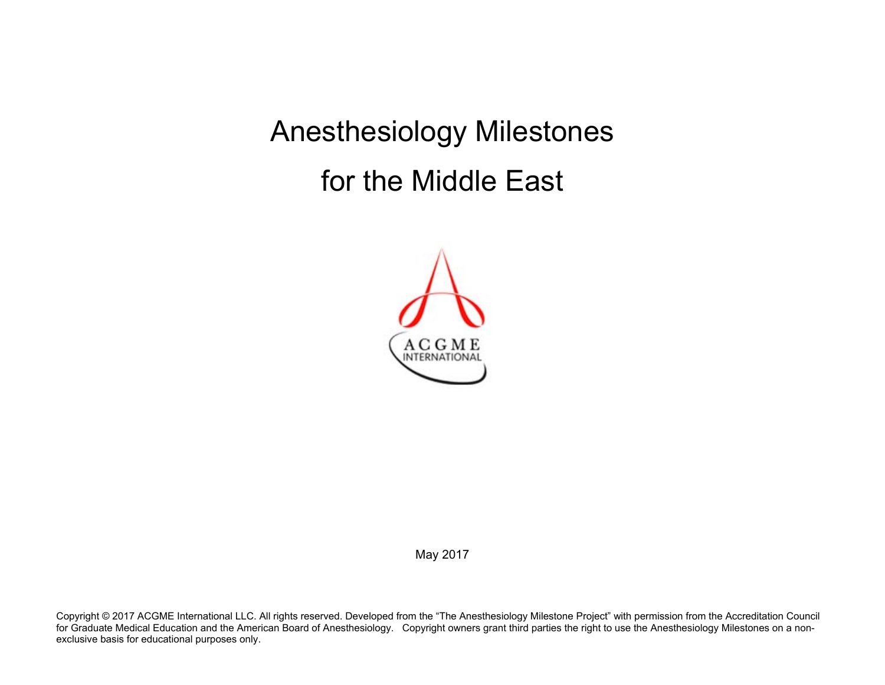# Anesthesiology Milestones

# for the Middle East

May 2017

Copyright © 2017 ACGME International LLC. All rights reserved. Developed from the "The Anesthesiology Milestone Project" with permission from the Accreditation Council for Graduate Medical Education and the American Board of Anesthesiology. Copyright owners grant third parties the right to use the Anesthesiology Milestones on a non-exclusive basis for educational purposes only.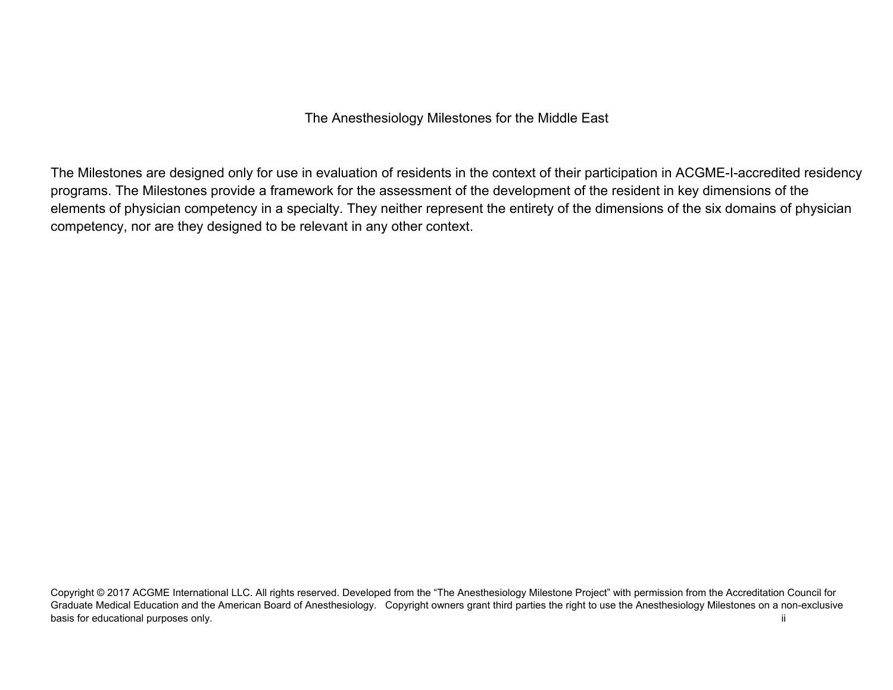The Anesthesiology Milestones for the Middle East

The Milestones are designed only for use in evaluation of residents in the context of their participation in ACGME-I-accredited residency programs. The Milestones provide a framework for the assessment of the development of the resident in key dimensions of the elements of physician competency in a specialty. They neither represent the entirety of the dimensions of the six domains of physician competency, nor are they designed to be relevant in any other context.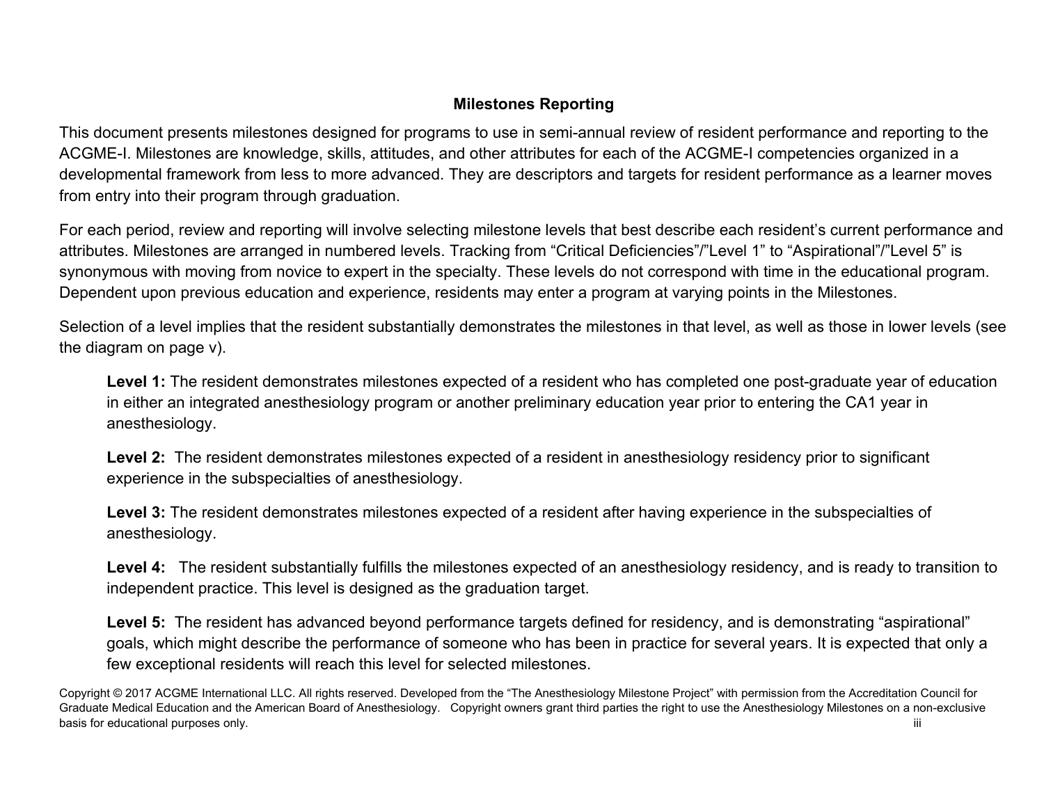## Milestones Reporting

This document presents milestones designed for programs to use in semi-annual review of resident performance and reporting to the ACGME-I. Milestones are knowledge, skills, attitudes, and other attributes for each of the ACGME-I competencies organized in a developmental framework from less to more advanced. They are descriptors and targets for resident performance as a learner moves from entry into their program through graduation.

For each period, review and reporting will involve selecting milestone levels that best describe each resident's current performance and attributes. Milestones are arranged in numbered levels. Tracking from "Critical Deficiencies"/"Level 1" to "Aspirational"/"Level 5" is synonymous with moving from novice to expert in the specialty. These levels do not correspond with time in the educational program. Dependent upon previous education and experience, residents may enter a program at varying points in the Milestones.

Selection of a level implies that the resident substantially demonstrates the milestones in that level, as well as those in lower levels (see the diagram on page v).

> **Level 1:** The resident demonstrates milestones expected of a resident who has completed one post-graduate year of education in either an integrated anesthesiology program or another preliminary education year prior to entering the CA1 year in anesthesiology.
>
> **Level 2:** The resident demonstrates milestones expected of a resident in anesthesiology residency prior to significant experience in the subspecialties of anesthesiology.
>
> **Level 3:** The resident demonstrates milestones expected of a resident after having experience in the subspecialties of anesthesiology.
>
> **Level 4:** The resident substantially fulfills the milestones expected of an anesthesiology residency, and is ready to transition to independent practice. This level is designed as the graduation target.
>
> **Level 5:** The resident has advanced beyond performance targets defined for residency, and is demonstrating "aspirational" goals, which might describe the performance of someone who has been in practice for several years. It is expected that only a few exceptional residents will reach this level for selected milestones.

Copyright © 2017 ACGME International LLC. All rights reserved. Developed from the "The Anesthesiology Milestone Project" with permission from the Accreditation Council for Graduate Medical Education and the American Board of Anesthesiology. Copyright owners grant third parties the right to use the Anesthesiology Milestones on a non-exclusive basis for educational purposes only.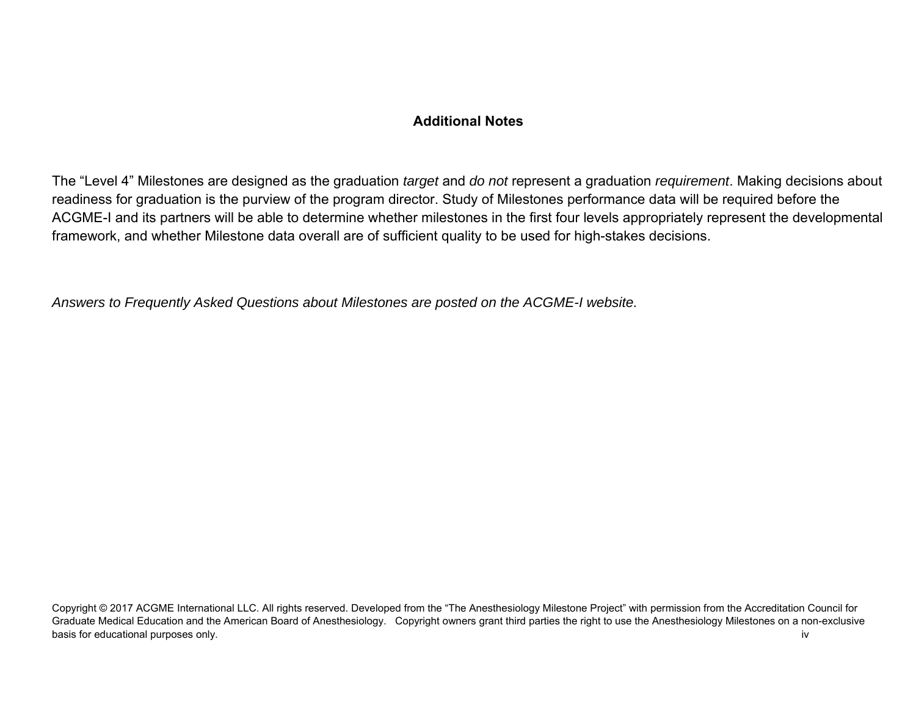## Additional Notes

The "Level 4" Milestones are designed as the graduation *target* and *do not* represent a graduation *requirement*. Making decisions about readiness for graduation is the purview of the program director. Study of Milestones performance data will be required before the ACGME-I and its partners will be able to determine whether milestones in the first four levels appropriately represent the developmental framework, and whether Milestone data overall are of sufficient quality to be used for high-stakes decisions.

*Answers to Frequently Asked Questions about Milestones are posted on the ACGME-I website.*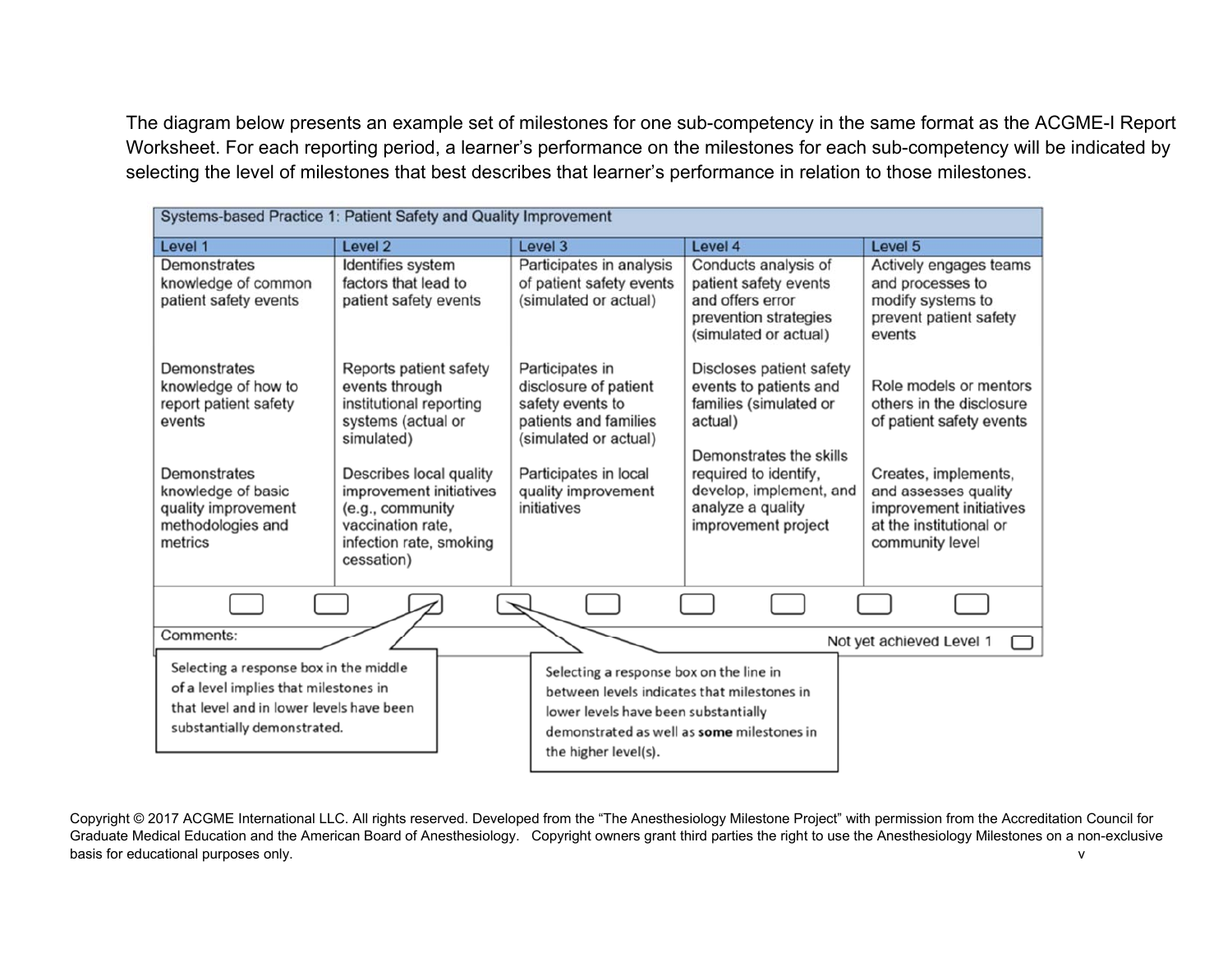The diagram below presents an example set of milestones for one sub-competency in the same format as the ACGME-I Report Worksheet. For each reporting period, a learner's performance on the milestones for each sub-competency will be indicated by selecting the level of milestones that best describes that learner's performance in relation to those milestones.

| Systems-based Practice 1: Patient Safety and Quality Improvement | | | | |
|---|---|---|---|---|
| **Level 1** | **Level 2** | **Level 3** | **Level 4** | **Level 5** |
| Demonstrates knowledge of common patient safety events<br><br>Demonstrates knowledge of how to report patient safety events<br><br>Demonstrates knowledge of basic quality improvement methodologies and metrics | Identifies system factors that lead to patient safety events<br><br>Reports patient safety events through institutional reporting systems (actual or simulated)<br><br>Describes local quality improvement initiatives (e.g., community vaccination rate, infection rate, smoking cessation) | Participates in analysis of patient safety events (simulated or actual)<br><br>Participates in disclosure of patient safety events to patients and families (simulated or actual)<br><br>Participates in local quality improvement initiatives | Conducts analysis of patient safety events and offers error prevention strategies (simulated or actual)<br><br>Discloses patient safety events to patients and families (simulated or actual)<br><br>Demonstrates the skills required to identify, develop, implement, and analyze a quality improvement project | Actively engages teams and processes to modify systems to prevent patient safety events<br><br>Role models or mentors others in the disclosure of patient safety events<br><br>Creates, implements, and assesses quality improvement initiatives at the institutional or community level |

Comments:

Not yet achieved Level 1 ☐

Selecting a response box in the middle of a level implies that milestones in that level and in lower levels have been substantially demonstrated.

Selecting a response box on the line in between levels indicates that milestones in lower levels have been substantially demonstrated as well as **some** milestones in the higher level(s).

Copyright © 2017 ACGME International LLC. All rights reserved. Developed from the "The Anesthesiology Milestone Project" with permission from the Accreditation Council for Graduate Medical Education and the American Board of Anesthesiology. Copyright owners grant third parties the right to use the Anesthesiology Milestones on a non-exclusive basis for educational purposes only.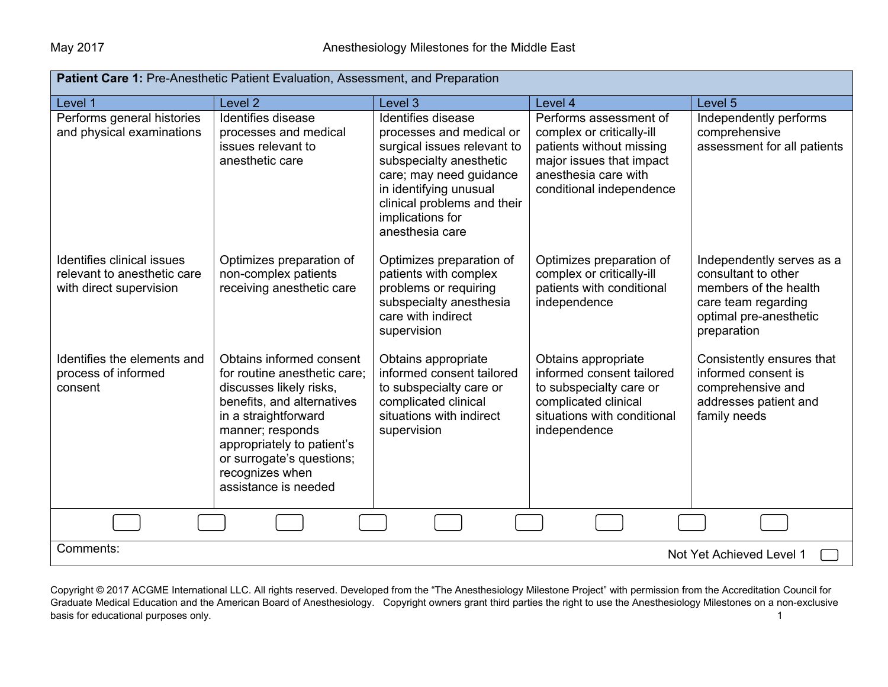| **Patient Care 1:** Pre-Anesthetic Patient Evaluation, Assessment, and Preparation | | | | |
|---|---|---|---|---|
| Level 1 | Level 2 | Level 3 | Level 4 | Level 5 |
| Performs general histories and physical examinations | Identifies disease processes and medical issues relevant to anesthetic care | Identifies disease processes and medical or surgical issues relevant to subspecialty anesthetic care; may need guidance in identifying unusual clinical problems and their implications for anesthesia care | Performs assessment of complex or critically-ill patients without missing major issues that impact anesthesia care with conditional independence | Independently performs comprehensive assessment for all patients |
| Identifies clinical issues relevant to anesthetic care with direct supervision | Optimizes preparation of non-complex patients receiving anesthetic care | Optimizes preparation of patients with complex problems or requiring subspecialty anesthesia care with indirect supervision | Optimizes preparation of complex or critically-ill patients with conditional independence | Independently serves as a consultant to other members of the health care team regarding optimal pre-anesthetic preparation |
| Identifies the elements and process of informed consent | Obtains informed consent for routine anesthetic care; discusses likely risks, benefits, and alternatives in a straightforward manner; responds appropriately to patient's or surrogate's questions; recognizes when assistance is needed | Obtains appropriate informed consent tailored to subspecialty care or complicated clinical situations with indirect supervision | Obtains appropriate informed consent tailored to subspecialty care or complicated clinical situations with conditional independence | Consistently ensures that informed consent is comprehensive and addresses patient and family needs |

Comments:

Not Yet Achieved Level 1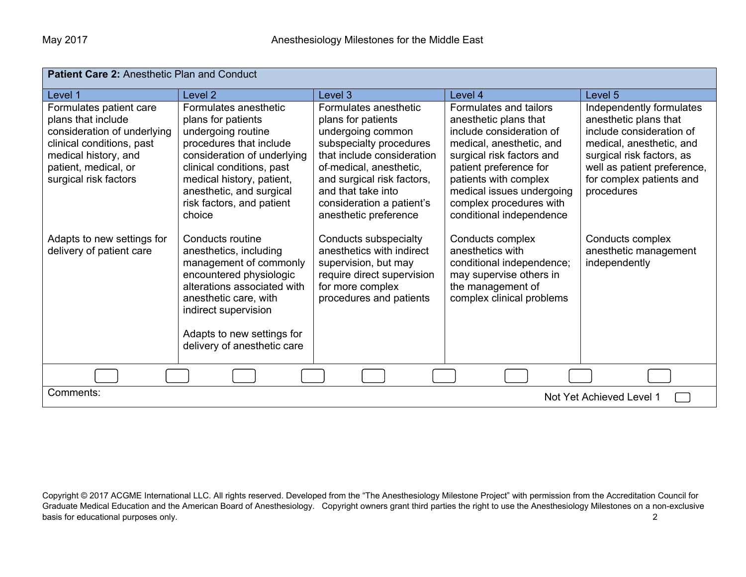| **Patient Care 2:** Anesthetic Plan and Conduct | | | | |
|---|---|---|---|---|
| Level 1 | Level 2 | Level 3 | Level 4 | Level 5 |
| Formulates patient care plans that include consideration of underlying clinical conditions, past medical history, and patient, medical, or surgical risk factors<br><br>Adapts to new settings for delivery of patient care | Formulates anesthetic plans for patients undergoing routine procedures that include consideration of underlying clinical conditions, past medical history, patient, anesthetic, and surgical risk factors, and patient choice<br><br>Conducts routine anesthetics, including management of commonly encountered physiologic alterations associated with anesthetic care, with indirect supervision<br><br>Adapts to new settings for delivery of anesthetic care | Formulates anesthetic plans for patients undergoing common subspecialty procedures that include consideration of medical, anesthetic, and surgical risk factors, and that take into consideration a patient's anesthetic preference<br><br>Conducts subspecialty anesthetics with indirect supervision, but may require direct supervision for more complex procedures and patients | Formulates and tailors anesthetic plans that include consideration of medical, anesthetic, and surgical risk factors and patient preference for patients with complex medical issues undergoing complex procedures with conditional independence<br><br>Conducts complex anesthetics with conditional independence; may supervise others in the management of complex clinical problems | Independently formulates anesthetic plans that include consideration of medical, anesthetic, and surgical risk factors, as well as patient preference, for complex patients and procedures<br><br>Conducts complex anesthetic management independently |

Comments:

Not Yet Achieved Level 1 ☐

Copyright © 2017 ACGME International LLC. All rights reserved. Developed from the "The Anesthesiology Milestone Project" with permission from the Accreditation Council for Graduate Medical Education and the American Board of Anesthesiology. Copyright owners grant third parties the right to use the Anesthesiology Milestones on a non-exclusive basis for educational purposes only.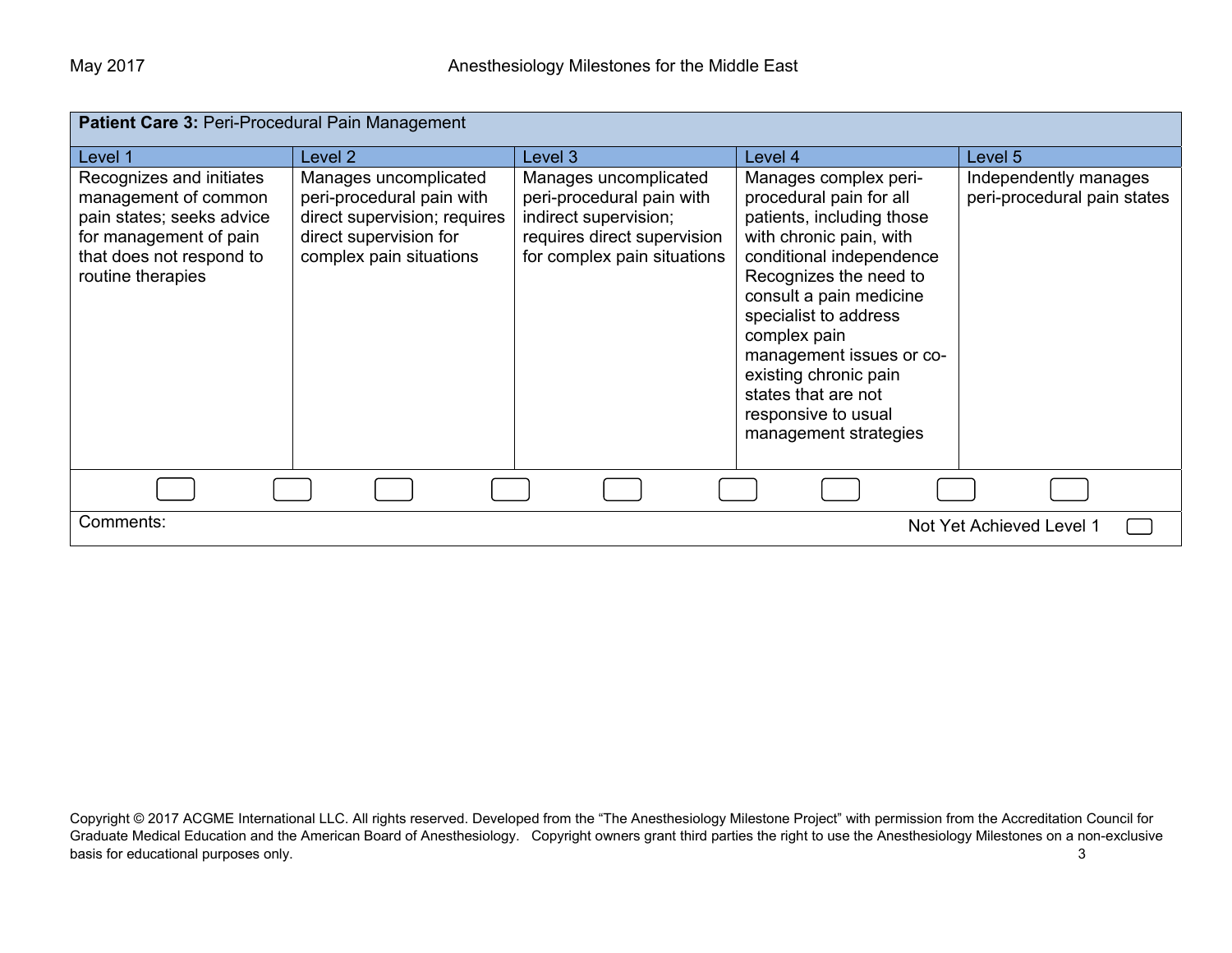| **Patient Care 3:** Peri-Procedural Pain Management | | | | |
|---|---|---|---|---|
| Level 1 | Level 2 | Level 3 | Level 4 | Level 5 |
| Recognizes and initiates management of common pain states; seeks advice for management of pain that does not respond to routine therapies | Manages uncomplicated peri-procedural pain with direct supervision; requires direct supervision for complex pain situations | Manages uncomplicated peri-procedural pain with indirect supervision; requires direct supervision for complex pain situations | Manages complex peri-procedural pain for all patients, including those with chronic pain, with conditional independence<br>Recognizes the need to consult a pain medicine specialist to address complex pain management issues or co-existing chronic pain states that are not responsive to usual management strategies | Independently manages peri-procedural pain states |

Comments:

Not Yet Achieved Level 1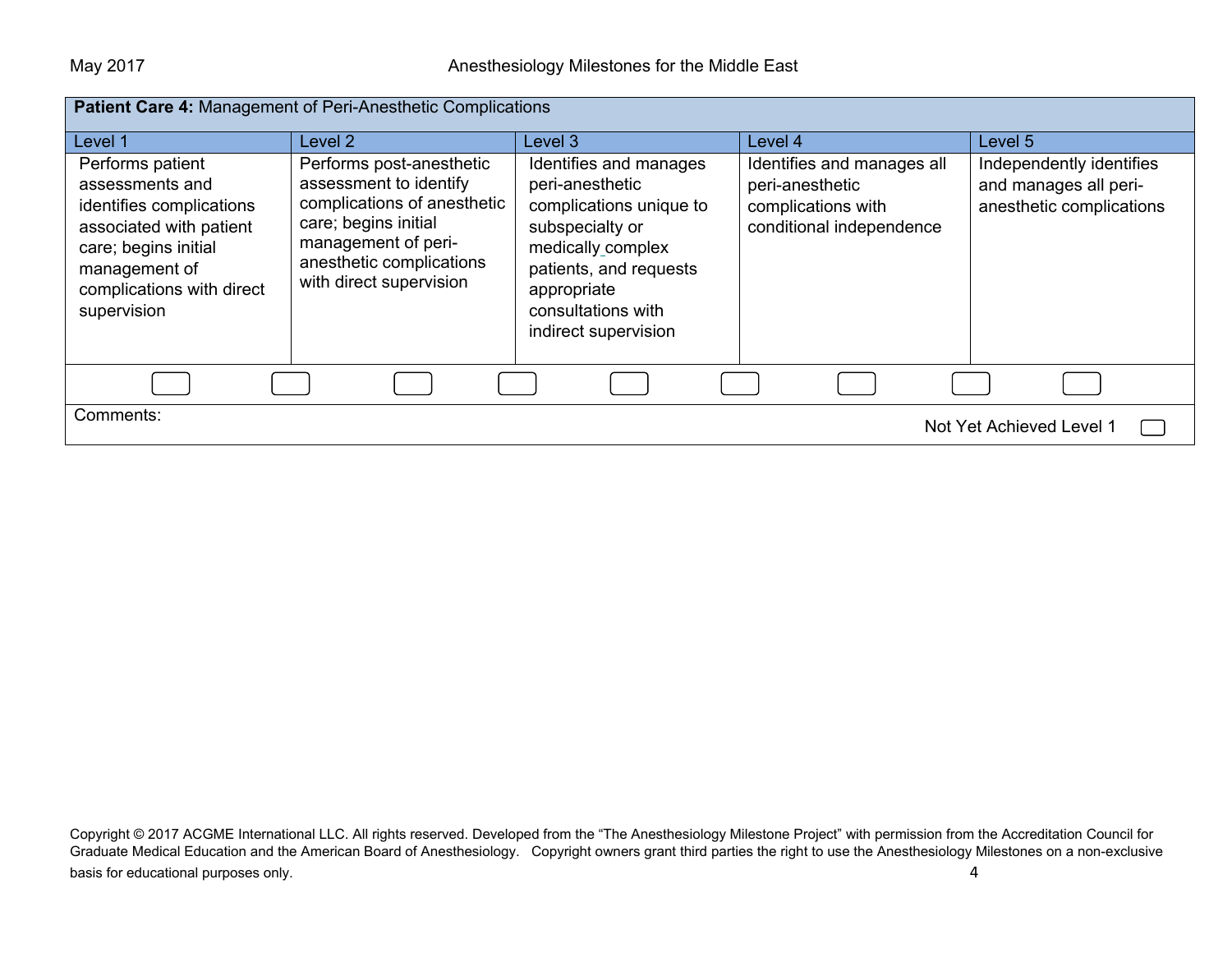| **Patient Care 4:** Management of Peri-Anesthetic Complications | | | | |
|---|---|---|---|---|
| Level 1 | Level 2 | Level 3 | Level 4 | Level 5 |
| Performs patient assessments and identifies complications associated with patient care; begins initial management of complications with direct supervision | Performs post-anesthetic assessment to identify complications of anesthetic care; begins initial management of peri-anesthetic complications with direct supervision | Identifies and manages peri-anesthetic complications unique to subspecialty or medically complex patients, and requests appropriate consultations with indirect supervision | Identifies and manages all peri-anesthetic complications with conditional independence | Independently identifies and manages all peri-anesthetic complications |

Comments:

Not Yet Achieved Level 1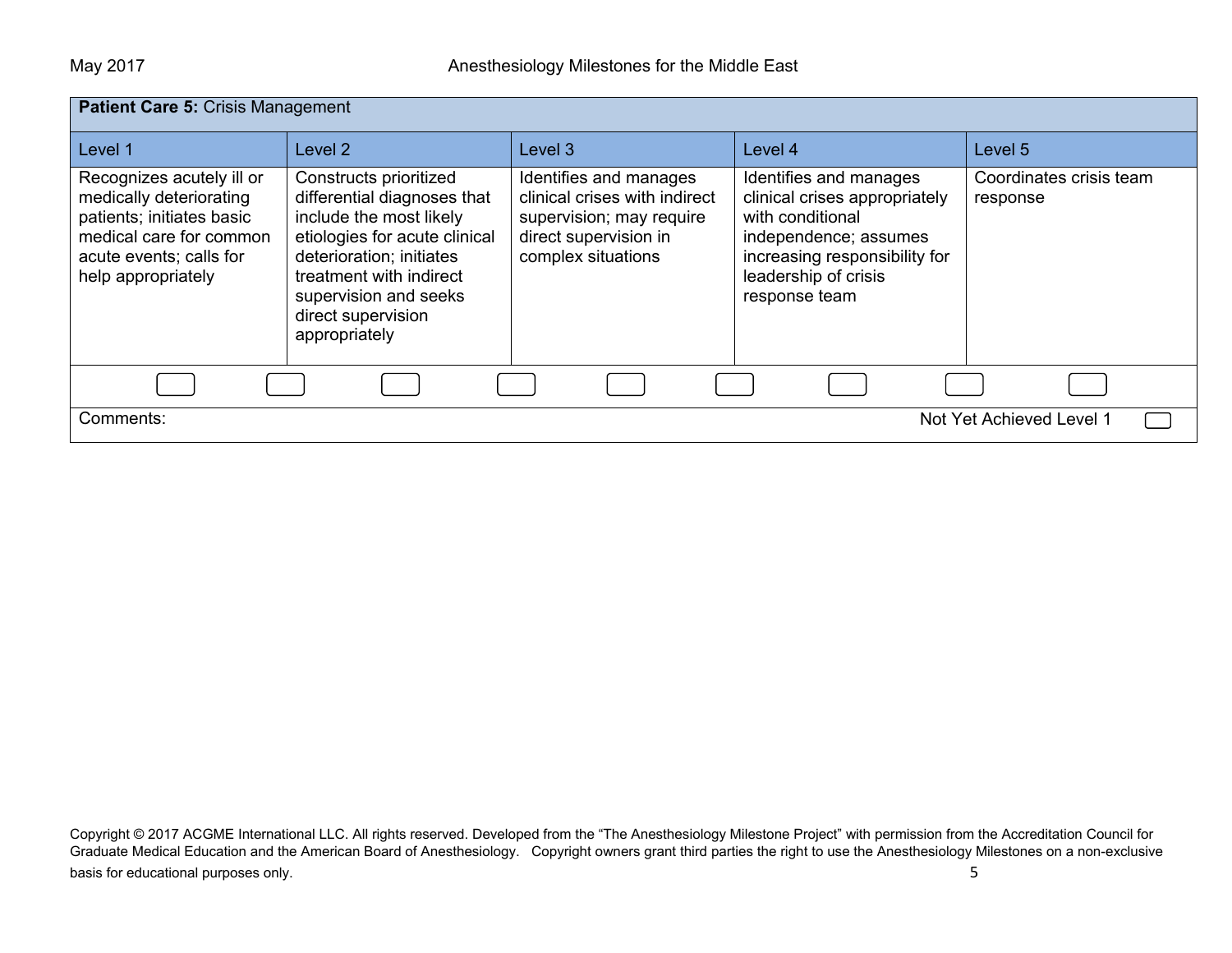| **Patient Care 5:** Crisis Management | | | | |
|---|---|---|---|---|
| Level 1 | Level 2 | Level 3 | Level 4 | Level 5 |
| Recognizes acutely ill or medically deteriorating patients; initiates basic medical care for common acute events; calls for help appropriately | Constructs prioritized differential diagnoses that include the most likely etiologies for acute clinical deterioration; initiates treatment with indirect supervision and seeks direct supervision appropriately | Identifies and manages clinical crises with indirect supervision; may require direct supervision in complex situations | Identifies and manages clinical crises appropriately with conditional independence; assumes increasing responsibility for leadership of crisis response team | Coordinates crisis team response |

Comments:

Not Yet Achieved Level 1

Copyright © 2017 ACGME International LLC. All rights reserved. Developed from the "The Anesthesiology Milestone Project" with permission from the Accreditation Council for Graduate Medical Education and the American Board of Anesthesiology. Copyright owners grant third parties the right to use the Anesthesiology Milestones on a non-exclusive basis for educational purposes only.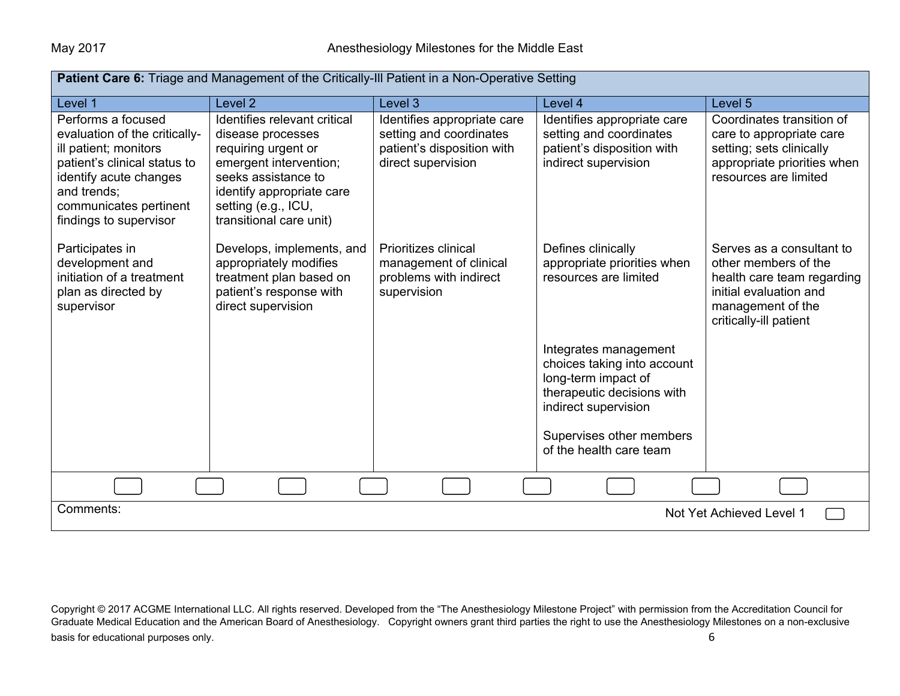| **Patient Care 6:** Triage and Management of the Critically-Ill Patient in a Non-Operative Setting | | | | |
|---|---|---|---|---|
| Level 1 | Level 2 | Level 3 | Level 4 | Level 5 |
| Performs a focused evaluation of the critically-ill patient; monitors patient's clinical status to identify acute changes and trends; communicates pertinent findings to supervisor | Identifies relevant critical disease processes requiring urgent or emergent intervention; seeks assistance to identify appropriate care setting (e.g., ICU, transitional care unit) | Identifies appropriate care setting and coordinates patient's disposition with direct supervision | Identifies appropriate care setting and coordinates patient's disposition with indirect supervision | Coordinates transition of care to appropriate care setting; sets clinically appropriate priorities when resources are limited |
| Participates in development and initiation of a treatment plan as directed by supervisor | Develops, implements, and appropriately modifies treatment plan based on patient's response with direct supervision | Prioritizes clinical management of clinical problems with indirect supervision | Defines clinically appropriate priorities when resources are limited | Serves as a consultant to other members of the health care team regarding initial evaluation and management of the critically-ill patient |
| | | | Integrates management choices taking into account long-term impact of therapeutic decisions with indirect supervision | |
| | | | Supervises other members of the health care team | |

Comments:

Not Yet Achieved Level 1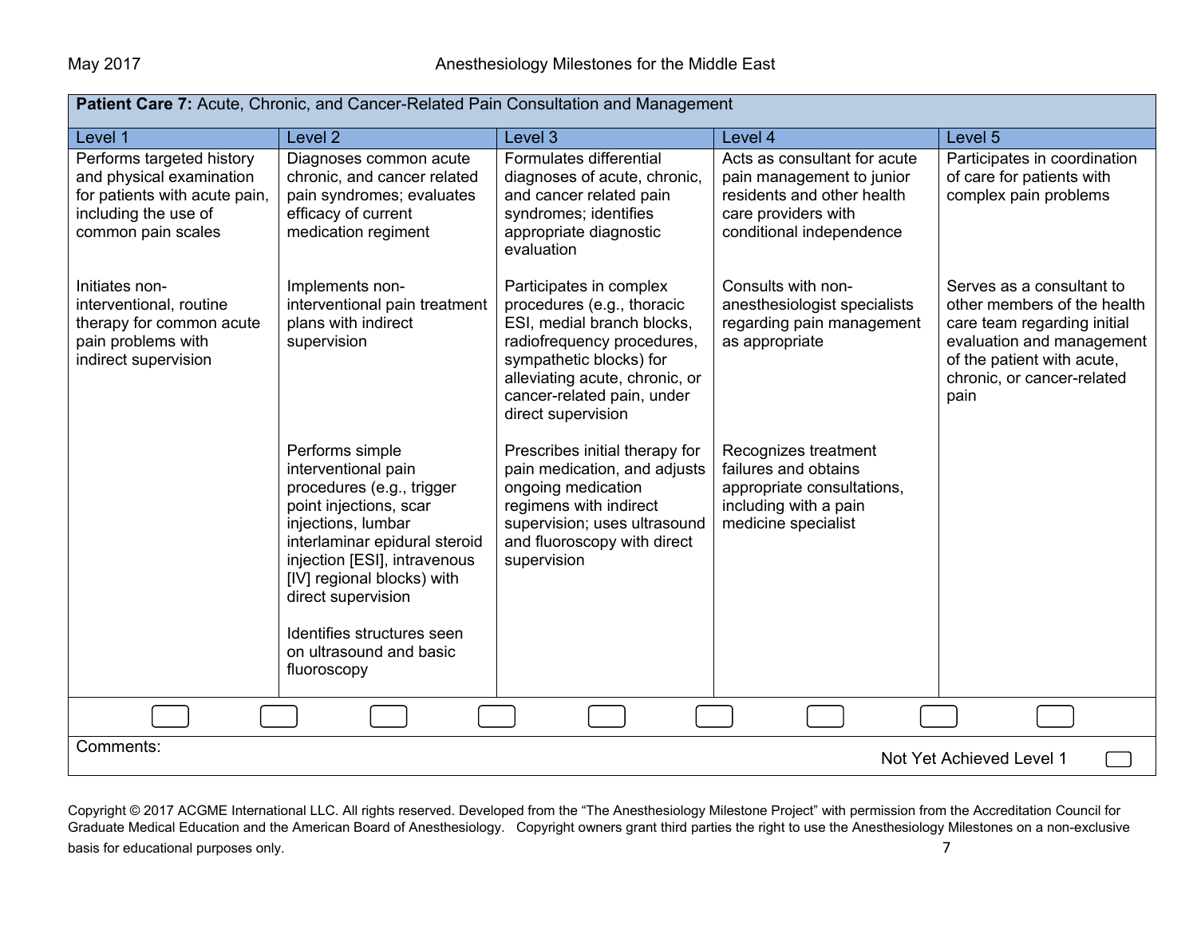| **Patient Care 7:** Acute, Chronic, and Cancer-Related Pain Consultation and Management | | | | |
|---|---|---|---|---|
| Level 1 | Level 2 | Level 3 | Level 4 | Level 5 |
| Performs targeted history and physical examination for patients with acute pain, including the use of common pain scales | Diagnoses common acute chronic, and cancer related pain syndromes; evaluates efficacy of current medication regiment | Formulates differential diagnoses of acute, chronic, and cancer related pain syndromes; identifies appropriate diagnostic evaluation | Acts as consultant for acute pain management to junior residents and other health care providers with conditional independence | Participates in coordination of care for patients with complex pain problems |
| Initiates non-interventional, routine therapy for common acute pain problems with indirect supervision | Implements non-interventional pain treatment plans with indirect supervision | Participates in complex procedures (e.g., thoracic ESI, medial branch blocks, radiofrequency procedures, sympathetic blocks) for alleviating acute, chronic, or cancer-related pain, under direct supervision | Consults with non-anesthesiologist specialists regarding pain management as appropriate | Serves as a consultant to other members of the health care team regarding initial evaluation and management of the patient with acute, chronic, or cancer-related pain |
| | Performs simple interventional pain procedures (e.g., trigger point injections, scar injections, lumbar interlaminar epidural steroid injection [ESI], intravenous [IV] regional blocks) with direct supervision | Prescribes initial therapy for pain medication, and adjusts ongoing medication regimens with indirect supervision; uses ultrasound and fluoroscopy with direct supervision | Recognizes treatment failures and obtains appropriate consultations, including with a pain medicine specialist | |
| | Identifies structures seen on ultrasound and basic fluoroscopy | | | |

Comments:

Not Yet Achieved Level 1

Copyright © 2017 ACGME International LLC. All rights reserved. Developed from the "The Anesthesiology Milestone Project" with permission from the Accreditation Council for Graduate Medical Education and the American Board of Anesthesiology. Copyright owners grant third parties the right to use the Anesthesiology Milestones on a non-exclusive basis for educational purposes only.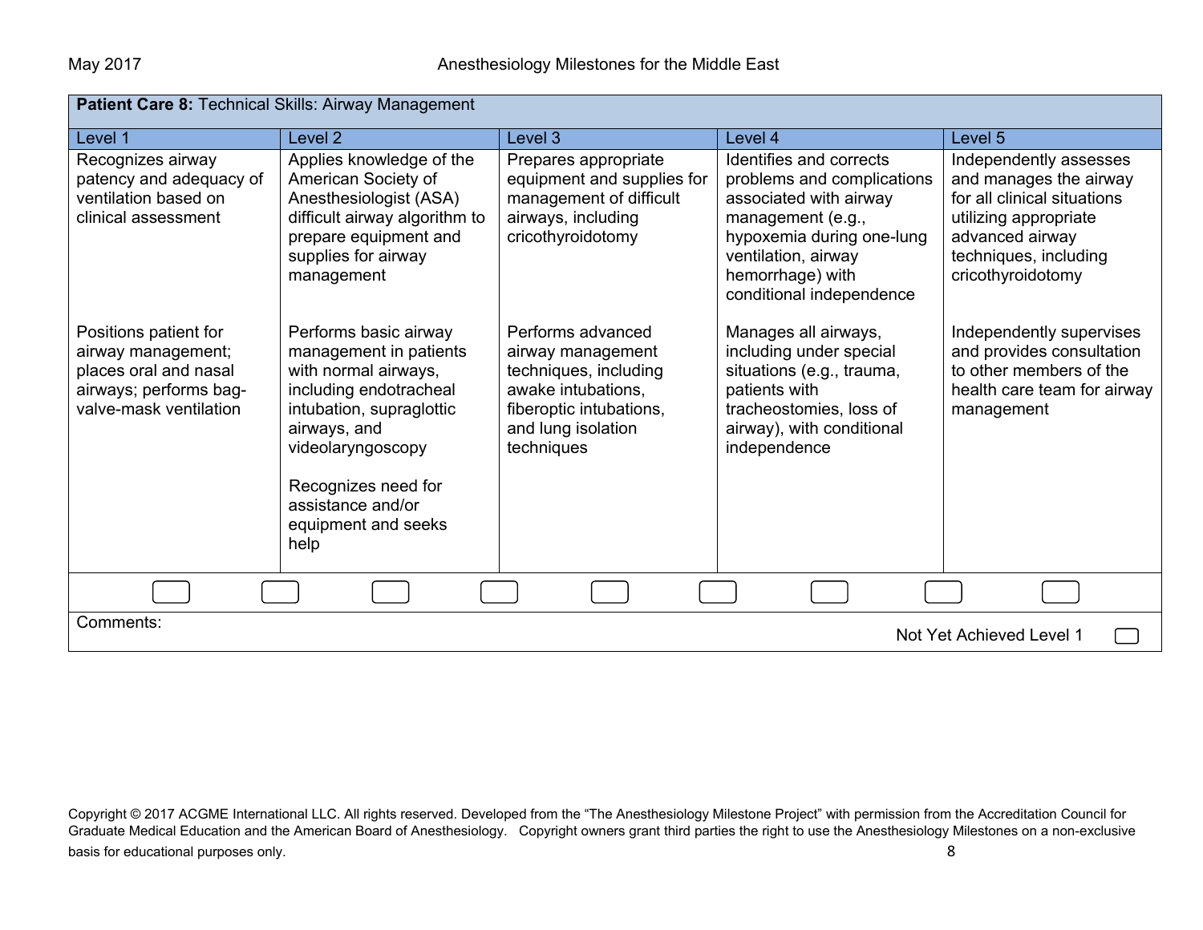| **Patient Care 8:** Technical Skills: Airway Management | | | | |
|---|---|---|---|---|
| Level 1 | Level 2 | Level 3 | Level 4 | Level 5 |
| Recognizes airway patency and adequacy of ventilation based on clinical assessment | Applies knowledge of the American Society of Anesthesiologist (ASA) difficult airway algorithm to prepare equipment and supplies for airway management | Prepares appropriate equipment and supplies for management of difficult airways, including cricothyroidotomy | Identifies and corrects problems and complications associated with airway management (e.g., hypoxemia during one-lung ventilation, airway hemorrhage) with conditional independence | Independently assesses and manages the airway for all clinical situations utilizing appropriate advanced airway techniques, including cricothyroidotomy |
| Positions patient for airway management; places oral and nasal airways; performs bag-valve-mask ventilation | Performs basic airway management in patients with normal airways, including endotracheal intubation, supraglottic airways, and videolaryngoscopy<br><br>Recognizes need for assistance and/or equipment and seeks help | Performs advanced airway management techniques, including awake intubations, fiberoptic intubations, and lung isolation techniques | Manages all airways, including under special situations (e.g., trauma, patients with tracheostomies, loss of airway), with conditional independence | Independently supervises and provides consultation to other members of the health care team for airway management |

Comments:

Not Yet Achieved Level 1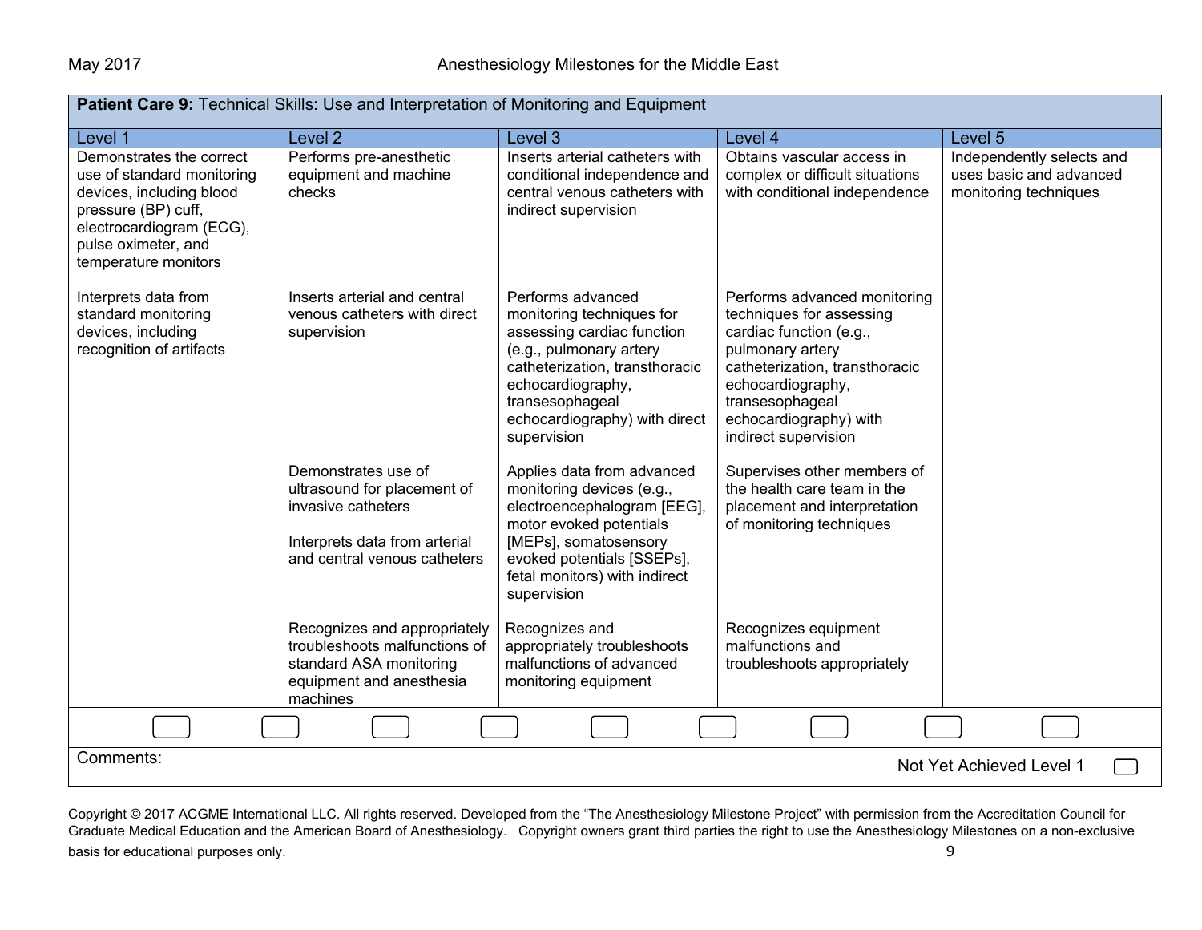**Patient Care 9:** Technical Skills: Use and Interpretation of Monitoring and Equipment

| Level 1 | Level 2 | Level 3 | Level 4 | Level 5 |
|---|---|---|---|---|
| Demonstrates the correct use of standard monitoring devices, including blood pressure (BP) cuff, electrocardiogram (ECG), pulse oximeter, and temperature monitors | Performs pre-anesthetic equipment and machine checks | Inserts arterial catheters with conditional independence and central venous catheters with indirect supervision | Obtains vascular access in complex or difficult situations with conditional independence | Independently selects and uses basic and advanced monitoring techniques |
| Interprets data from standard monitoring devices, including recognition of artifacts | Inserts arterial and central venous catheters with direct supervision | Performs advanced monitoring techniques for assessing cardiac function (e.g., pulmonary artery catheterization, transthoracic echocardiography, transesophageal echocardiography) with direct supervision | Performs advanced monitoring techniques for assessing cardiac function (e.g., pulmonary artery catheterization, transthoracic echocardiography, transesophageal echocardiography) with indirect supervision | |
| | Demonstrates use of ultrasound for placement of invasive catheters<br><br>Interprets data from arterial and central venous catheters | Applies data from advanced monitoring devices (e.g., electroencephalogram [EEG], motor evoked potentials [MEPs], somatosensory evoked potentials [SSEPs], fetal monitors) with indirect supervision | Supervises other members of the health care team in the placement and interpretation of monitoring techniques | |
| | Recognizes and appropriately troubleshoots malfunctions of standard ASA monitoring equipment and anesthesia machines | Recognizes and appropriately troubleshoots malfunctions of advanced monitoring equipment | Recognizes equipment malfunctions and troubleshoots appropriately | |

Comments:

Not Yet Achieved Level 1

Copyright © 2017 ACGME International LLC. All rights reserved. Developed from the "The Anesthesiology Milestone Project" with permission from the Accreditation Council for Graduate Medical Education and the American Board of Anesthesiology. Copyright owners grant third parties the right to use the Anesthesiology Milestones on a non-exclusive basis for educational purposes only.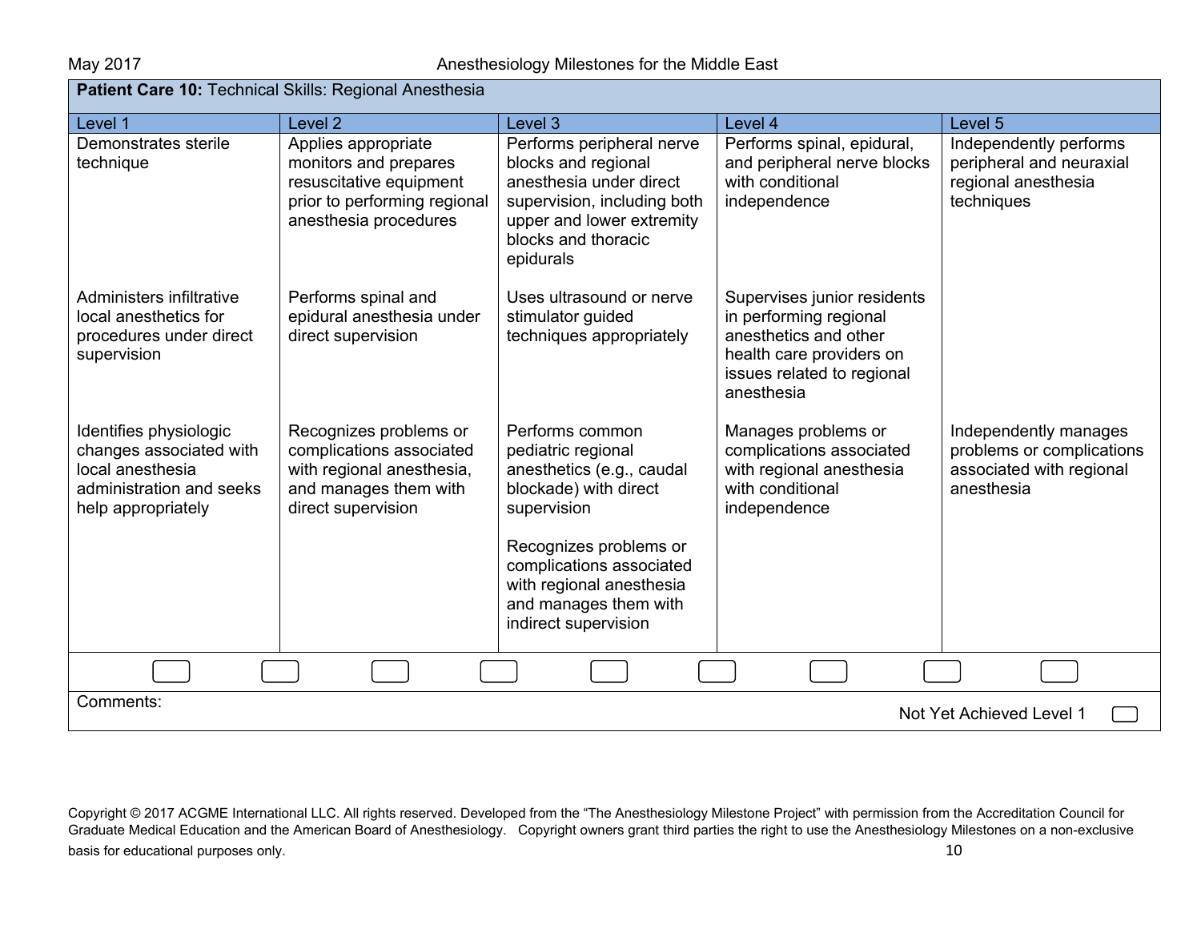**Patient Care 10:** Technical Skills: Regional Anesthesia

| Level 1 | Level 2 | Level 3 | Level 4 | Level 5 |
|---|---|---|---|---|
| Demonstrates sterile technique | Applies appropriate monitors and prepares resuscitative equipment prior to performing regional anesthesia procedures | Performs peripheral nerve blocks and regional anesthesia under direct supervision, including both upper and lower extremity blocks and thoracic epidurals | Performs spinal, epidural, and peripheral nerve blocks with conditional independence | Independently performs peripheral and neuraxial regional anesthesia techniques |
| Administers infiltrative local anesthetics for procedures under direct supervision | Performs spinal and epidural anesthesia under direct supervision | Uses ultrasound or nerve stimulator guided techniques appropriately | Supervises junior residents in performing regional anesthetics and other health care providers on issues related to regional anesthesia | |
| Identifies physiologic changes associated with local anesthesia administration and seeks help appropriately | Recognizes problems or complications associated with regional anesthesia, and manages them with direct supervision | Performs common pediatric regional anesthetics (e.g., caudal blockade) with direct supervision<br><br>Recognizes problems or complications associated with regional anesthesia and manages them with indirect supervision | Manages problems or complications associated with regional anesthesia with conditional independence | Independently manages problems or complications associated with regional anesthesia |

Comments:

Not Yet Achieved Level 1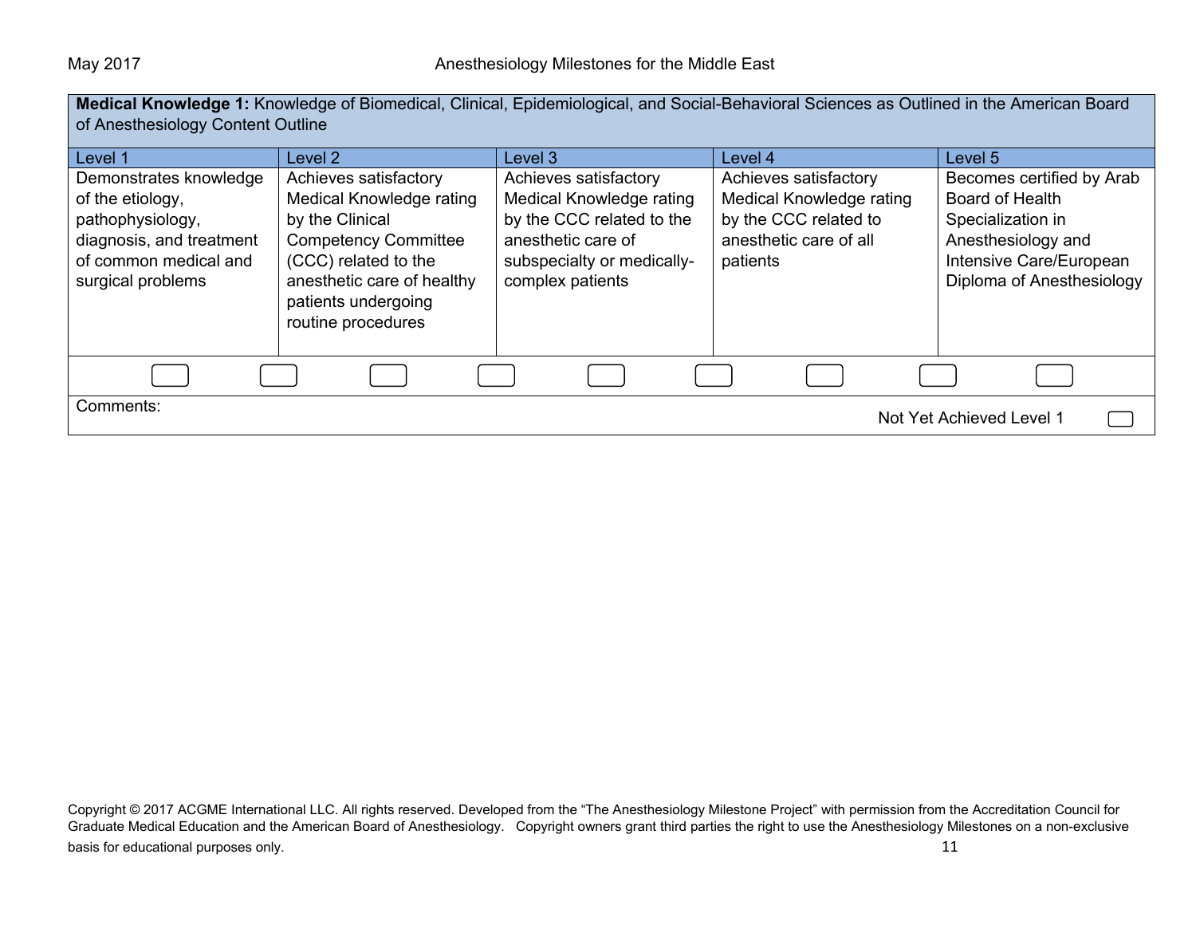**Medical Knowledge 1:** Knowledge of Biomedical, Clinical, Epidemiological, and Social-Behavioral Sciences as Outlined in the American Board of Anesthesiology Content Outline

| Level 1 | Level 2 | Level 3 | Level 4 | Level 5 |
|---|---|---|---|---|
| Demonstrates knowledge of the etiology, pathophysiology, diagnosis, and treatment of common medical and surgical problems | Achieves satisfactory Medical Knowledge rating by the Clinical Competency Committee (CCC) related to the anesthetic care of healthy patients undergoing routine procedures | Achieves satisfactory Medical Knowledge rating by the CCC related to the anesthetic care of subspecialty or medically-complex patients | Achieves satisfactory Medical Knowledge rating by the CCC related to anesthetic care of all patients | Becomes certified by Arab Board of Health Specialization in Anesthesiology and Intensive Care/European Diploma of Anesthesiology |

Comments:

Not Yet Achieved Level 1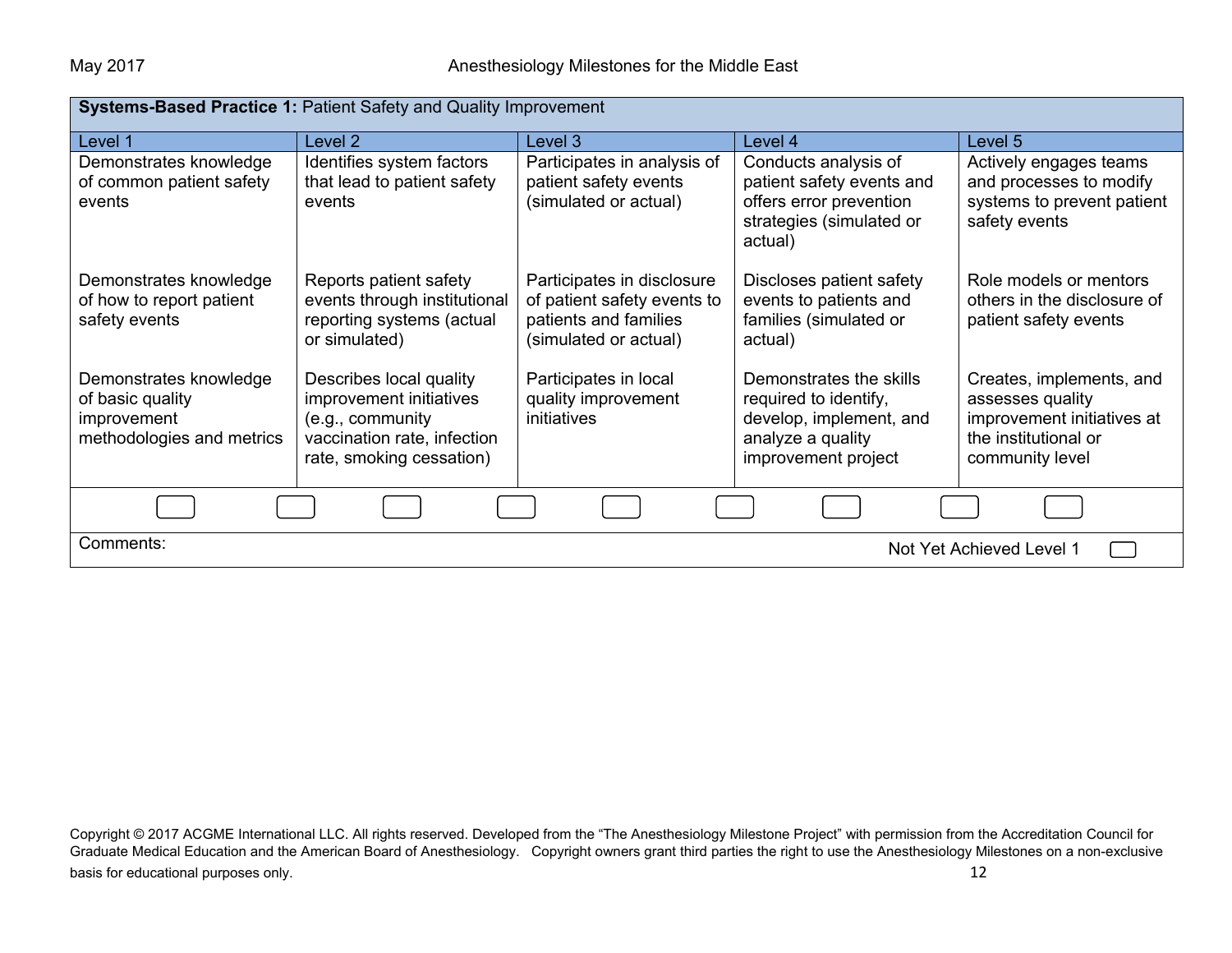**Systems-Based Practice 1:** Patient Safety and Quality Improvement

| Level 1 | Level 2 | Level 3 | Level 4 | Level 5 |
|---|---|---|---|---|
| Demonstrates knowledge of common patient safety events | Identifies system factors that lead to patient safety events | Participates in analysis of patient safety events (simulated or actual) | Conducts analysis of patient safety events and offers error prevention strategies (simulated or actual) | Actively engages teams and processes to modify systems to prevent patient safety events |
| Demonstrates knowledge of how to report patient safety events | Reports patient safety events through institutional reporting systems (actual or simulated) | Participates in disclosure of patient safety events to patients and families (simulated or actual) | Discloses patient safety events to patients and families (simulated or actual) | Role models or mentors others in the disclosure of patient safety events |
| Demonstrates knowledge of basic quality improvement methodologies and metrics | Describes local quality improvement initiatives (e.g., community vaccination rate, infection rate, smoking cessation) | Participates in local quality improvement initiatives | Demonstrates the skills required to identify, develop, implement, and analyze a quality improvement project | Creates, implements, and assesses quality improvement initiatives at the institutional or community level |

Comments:

Not Yet Achieved Level 1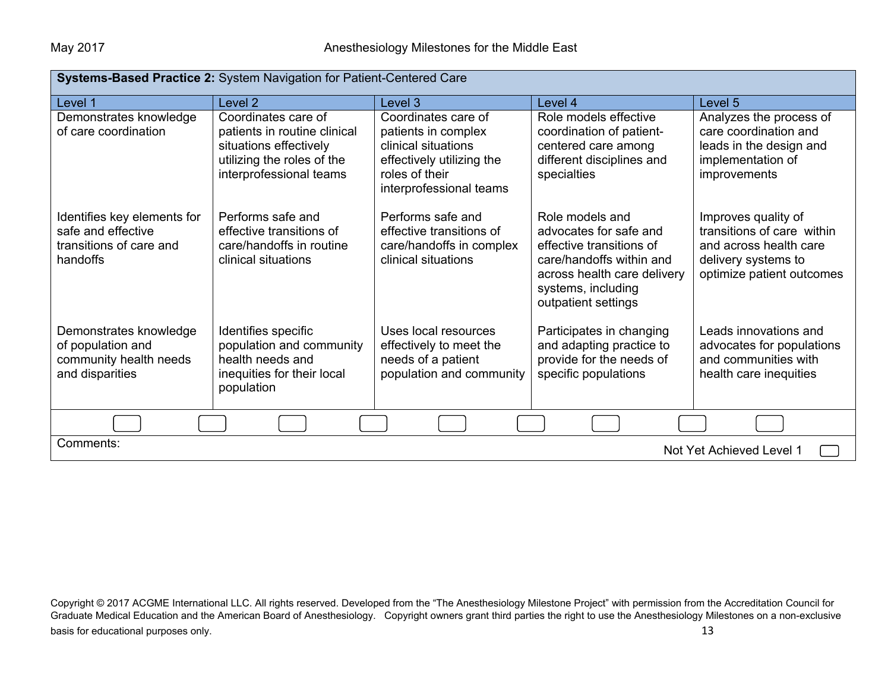| **Systems-Based Practice 2:** System Navigation for Patient-Centered Care | | | | |
|---|---|---|---|---|
| Level 1 | Level 2 | Level 3 | Level 4 | Level 5 |
| Demonstrates knowledge of care coordination | Coordinates care of patients in routine clinical situations effectively utilizing the roles of the interprofessional teams | Coordinates care of patients in complex clinical situations effectively utilizing the roles of their interprofessional teams | Role models effective coordination of patient-centered care among different disciplines and specialties | Analyzes the process of care coordination and leads in the design and implementation of improvements |
| Identifies key elements for safe and effective transitions of care and handoffs | Performs safe and effective transitions of care/handoffs in routine clinical situations | Performs safe and effective transitions of care/handoffs in complex clinical situations | Role models and advocates for safe and effective transitions of care/handoffs within and across health care delivery systems, including outpatient settings | Improves quality of transitions of care within and across health care delivery systems to optimize patient outcomes |
| Demonstrates knowledge of population and community health needs and disparities | Identifies specific population and community health needs and inequities for their local population | Uses local resources effectively to meet the needs of a patient population and community | Participates in changing and adapting practice to provide for the needs of specific populations | Leads innovations and advocates for populations and communities with health care inequities |

Comments:

Not Yet Achieved Level 1

Copyright © 2017 ACGME International LLC. All rights reserved. Developed from the "The Anesthesiology Milestone Project" with permission from the Accreditation Council for Graduate Medical Education and the American Board of Anesthesiology. Copyright owners grant third parties the right to use the Anesthesiology Milestones on a non-exclusive basis for educational purposes only.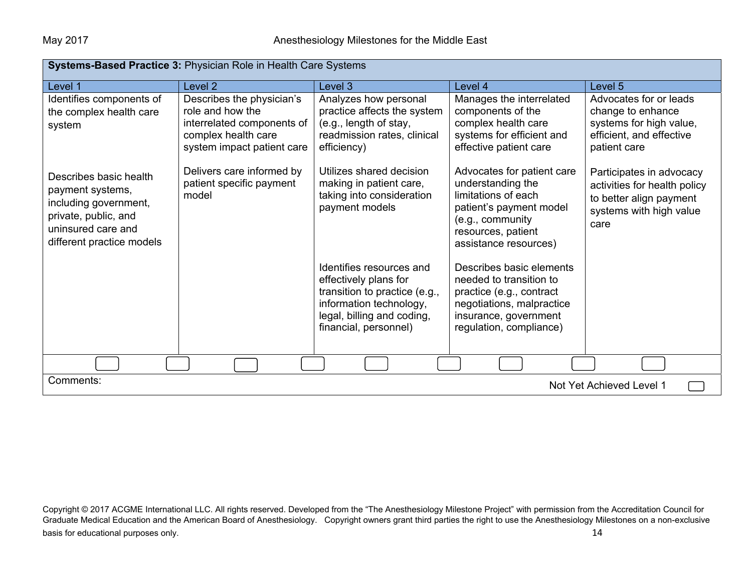| **Systems-Based Practice 3:** Physician Role in Health Care Systems | | | | |
|---|---|---|---|---|
| Level 1 | Level 2 | Level 3 | Level 4 | Level 5 |
| Identifies components of the complex health care system | Describes the physician's role and how the interrelated components of complex health care system impact patient care | Analyzes how personal practice affects the system (e.g., length of stay, readmission rates, clinical efficiency) | Manages the interrelated components of the complex health care systems for efficient and effective patient care | Advocates for or leads change to enhance systems for high value, efficient, and effective patient care |
| Describes basic health payment systems, including government, private, public, and uninsured care and different practice models | Delivers care informed by patient specific payment model | Utilizes shared decision making in patient care, taking into consideration payment models | Advocates for patient care understanding the limitations of each patient's payment model (e.g., community resources, patient assistance resources) | Participates in advocacy activities for health policy to better align payment systems with high value care |
| | | Identifies resources and effectively plans for transition to practice (e.g., information technology, legal, billing and coding, financial, personnel) | Describes basic elements needed to transition to practice (e.g., contract negotiations, malpractice insurance, government regulation, compliance) | |

Comments:

Not Yet Achieved Level 1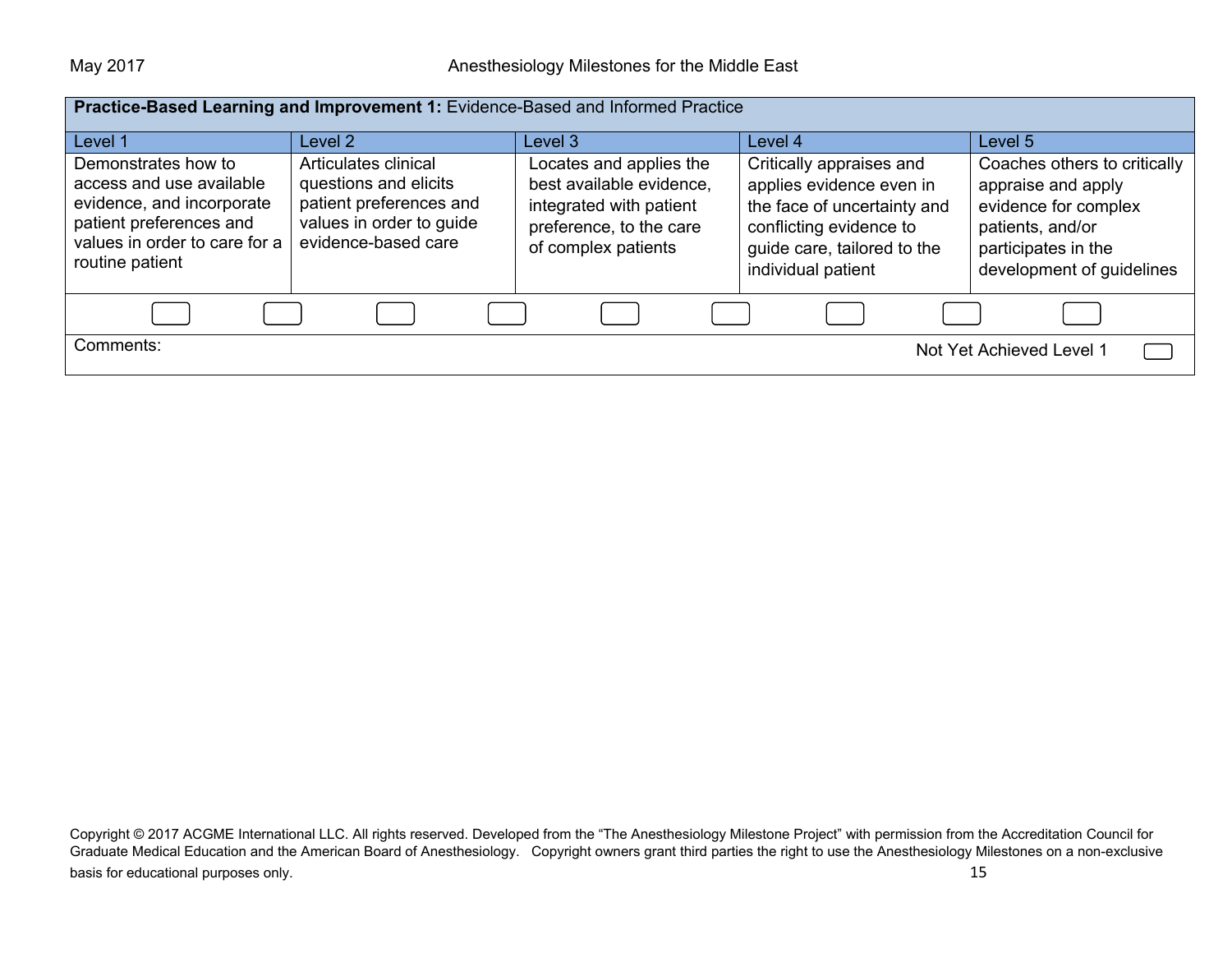| **Practice-Based Learning and Improvement 1:** Evidence-Based and Informed Practice | | | | |
|---|---|---|---|---|
| Level 1 | Level 2 | Level 3 | Level 4 | Level 5 |
| Demonstrates how to access and use available evidence, and incorporate patient preferences and values in order to care for a routine patient | Articulates clinical questions and elicits patient preferences and values in order to guide evidence-based care | Locates and applies the best available evidence, integrated with patient preference, to the care of complex patients | Critically appraises and applies evidence even in the face of uncertainty and conflicting evidence to guide care, tailored to the individual patient | Coaches others to critically appraise and apply evidence for complex patients, and/or participates in the development of guidelines |

Comments:

Not Yet Achieved Level 1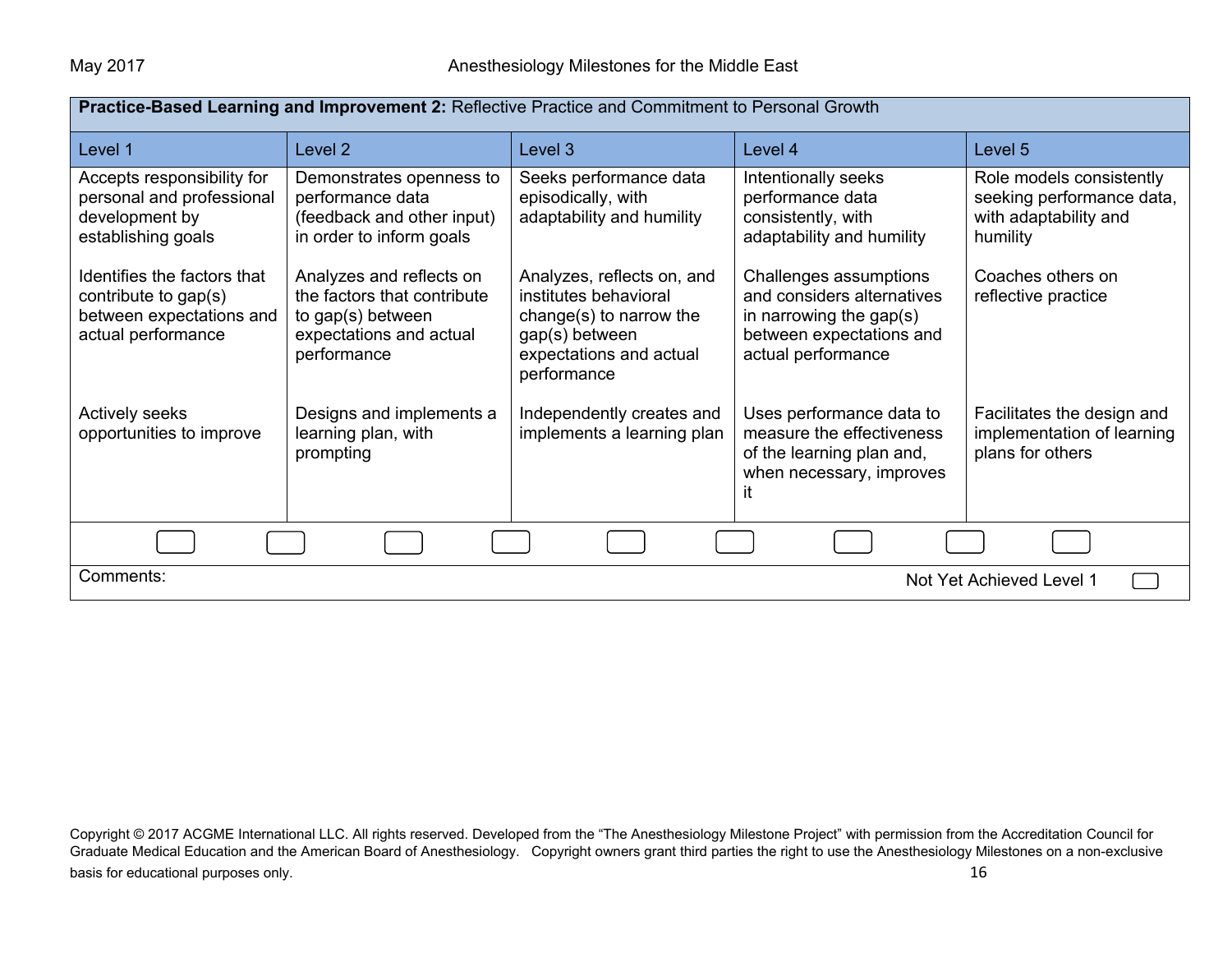| **Practice-Based Learning and Improvement 2:** Reflective Practice and Commitment to Personal Growth | | | | |
|---|---|---|---|---|
| Level 1 | Level 2 | Level 3 | Level 4 | Level 5 |
| Accepts responsibility for personal and professional development by establishing goals<br><br>Identifies the factors that contribute to gap(s) between expectations and actual performance<br><br>Actively seeks opportunities to improve | Demonstrates openness to performance data (feedback and other input) in order to inform goals<br><br>Analyzes and reflects on the factors that contribute to gap(s) between expectations and actual performance<br><br>Designs and implements a learning plan, with prompting | Seeks performance data episodically, with adaptability and humility<br><br>Analyzes, reflects on, and institutes behavioral change(s) to narrow the gap(s) between expectations and actual performance<br><br>Independently creates and implements a learning plan | Intentionally seeks performance data consistently, with adaptability and humility<br><br>Challenges assumptions and considers alternatives in narrowing the gap(s) between expectations and actual performance<br><br>Uses performance data to measure the effectiveness of the learning plan and, when necessary, improves it | Role models consistently seeking performance data, with adaptability and humility<br><br>Coaches others on reflective practice<br><br>Facilitates the design and implementation of learning plans for others |

Comments:

Not Yet Achieved Level 1

Copyright © 2017 ACGME International LLC. All rights reserved. Developed from the "The Anesthesiology Milestone Project" with permission from the Accreditation Council for Graduate Medical Education and the American Board of Anesthesiology. Copyright owners grant third parties the right to use the Anesthesiology Milestones on a non-exclusive basis for educational purposes only.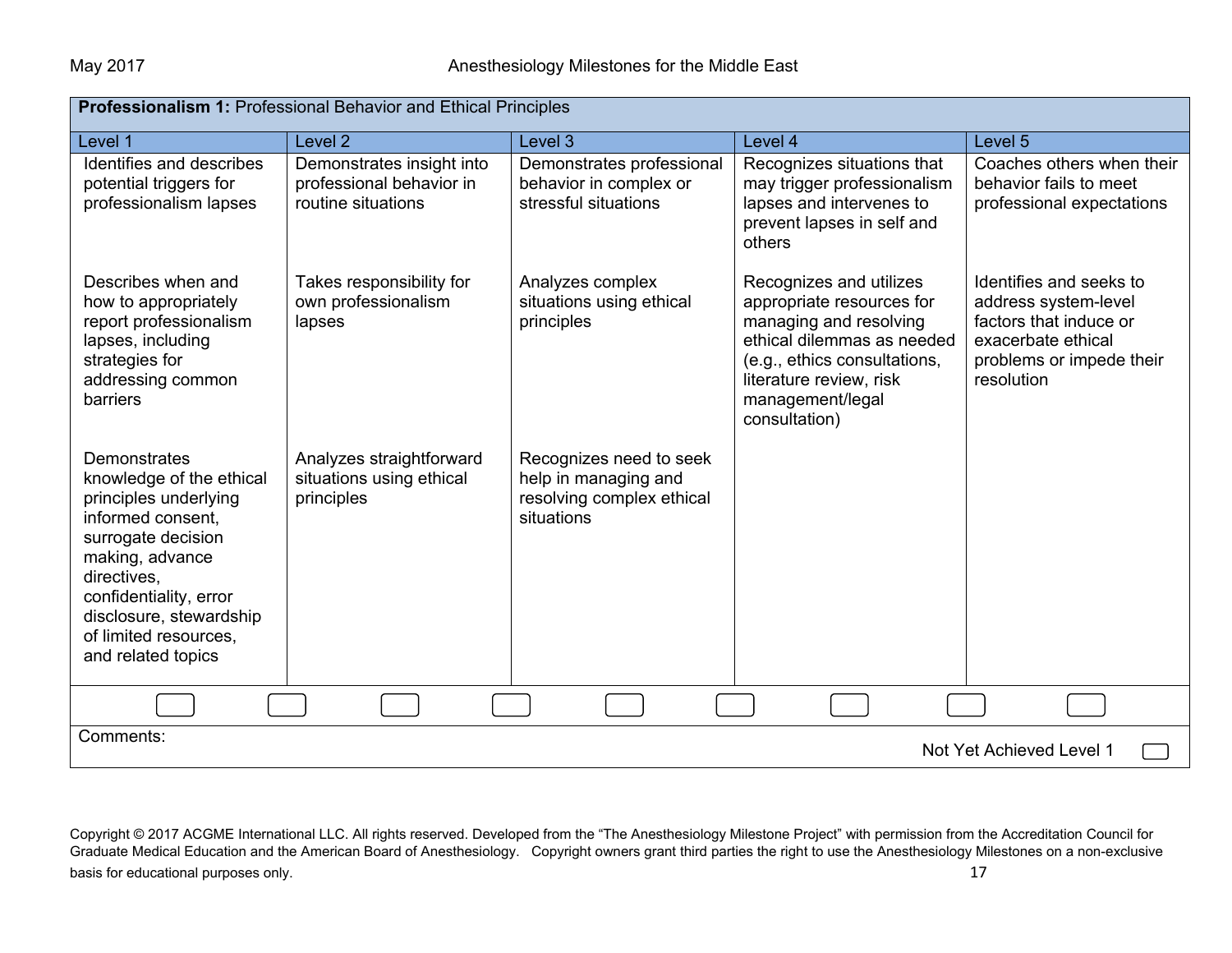**Professionalism 1:** Professional Behavior and Ethical Principles

| Level 1 | Level 2 | Level 3 | Level 4 | Level 5 |
|---|---|---|---|---|
| Identifies and describes potential triggers for professionalism lapses | Demonstrates insight into professional behavior in routine situations | Demonstrates professional behavior in complex or stressful situations | Recognizes situations that may trigger professionalism lapses and intervenes to prevent lapses in self and others | Coaches others when their behavior fails to meet professional expectations |
| Describes when and how to appropriately report professionalism lapses, including strategies for addressing common barriers | Takes responsibility for own professionalism lapses | Analyzes complex situations using ethical principles | Recognizes and utilizes appropriate resources for managing and resolving ethical dilemmas as needed (e.g., ethics consultations, literature review, risk management/legal consultation) | Identifies and seeks to address system-level factors that induce or exacerbate ethical problems or impede their resolution |
| Demonstrates knowledge of the ethical principles underlying informed consent, surrogate decision making, advance directives, confidentiality, error disclosure, stewardship of limited resources, and related topics | Analyzes straightforward situations using ethical principles | Recognizes need to seek help in managing and resolving complex ethical situations | | |

Comments:

Not Yet Achieved Level 1

Copyright © 2017 ACGME International LLC. All rights reserved. Developed from the "The Anesthesiology Milestone Project" with permission from the Accreditation Council for Graduate Medical Education and the American Board of Anesthesiology. Copyright owners grant third parties the right to use the Anesthesiology Milestones on a non-exclusive basis for educational purposes only.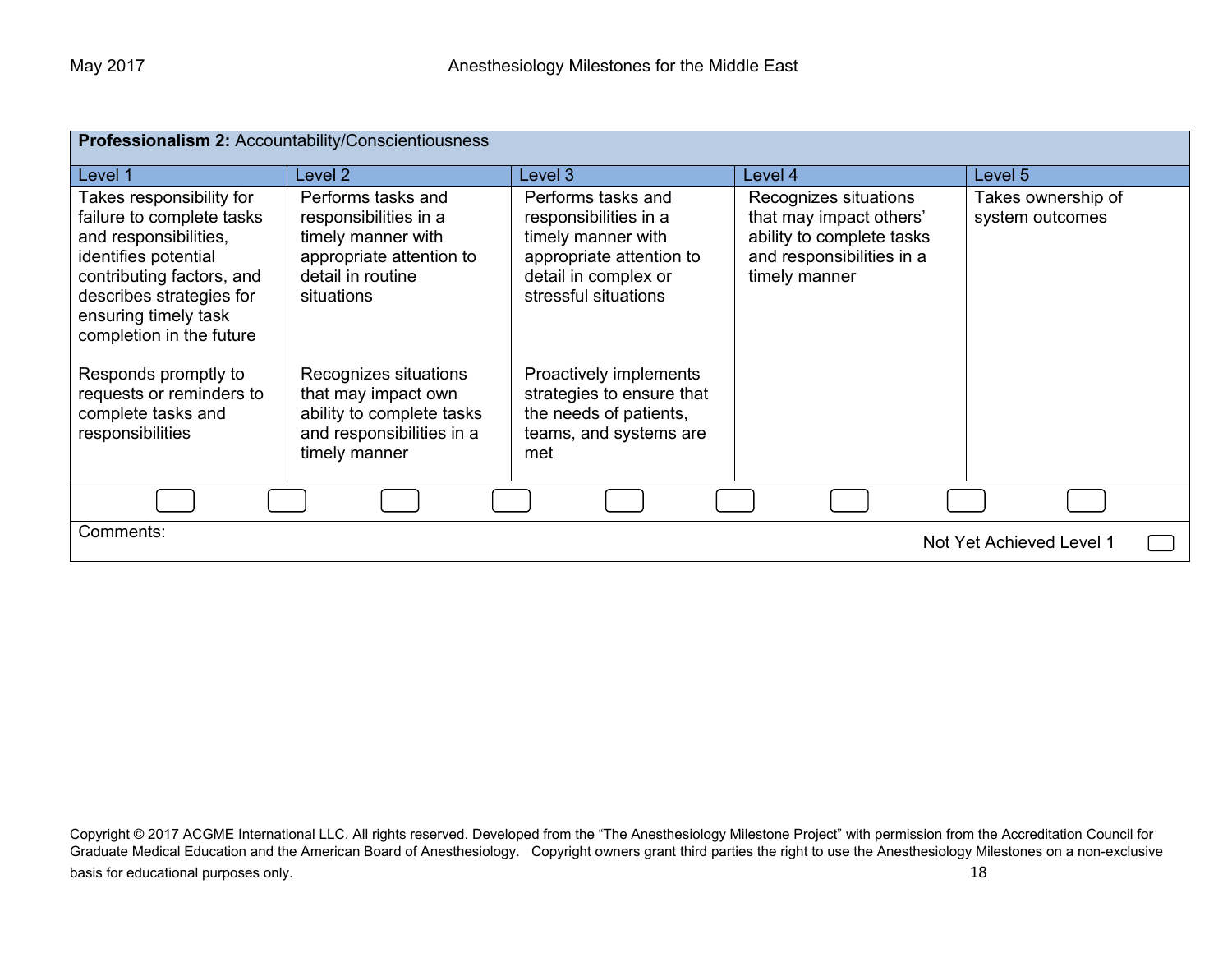| **Professionalism 2:** Accountability/Conscientiousness | | | | |
|---|---|---|---|---|
| Level 1 | Level 2 | Level 3 | Level 4 | Level 5 |
| Takes responsibility for failure to complete tasks and responsibilities, identifies potential contributing factors, and describes strategies for ensuring timely task completion in the future<br><br>Responds promptly to requests or reminders to complete tasks and responsibilities | Performs tasks and responsibilities in a timely manner with appropriate attention to detail in routine situations<br><br>Recognizes situations that may impact own ability to complete tasks and responsibilities in a timely manner | Performs tasks and responsibilities in a timely manner with appropriate attention to detail in complex or stressful situations<br><br>Proactively implements strategies to ensure that the needs of patients, teams, and systems are met | Recognizes situations that may impact others' ability to complete tasks and responsibilities in a timely manner | Takes ownership of system outcomes |
| ☐ ☐ | ☐ ☐ | ☐ ☐ | ☐ ☐ | ☐ |
| Comments: | | | | Not Yet Achieved Level 1 ☐ |

Copyright © 2017 ACGME International LLC. All rights reserved. Developed from the "The Anesthesiology Milestone Project" with permission from the Accreditation Council for Graduate Medical Education and the American Board of Anesthesiology. Copyright owners grant third parties the right to use the Anesthesiology Milestones on a non-exclusive basis for educational purposes only.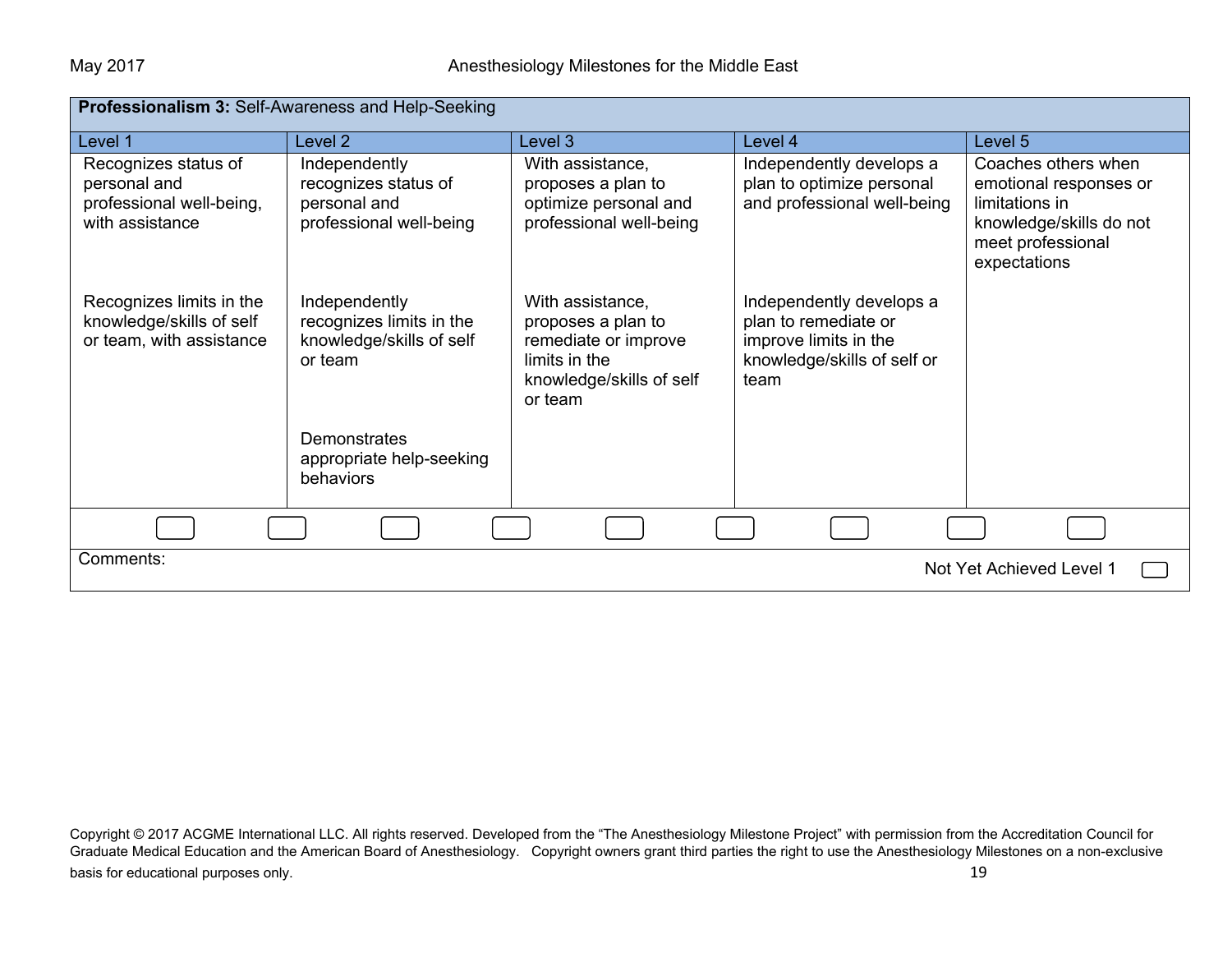| **Professionalism 3:** Self-Awareness and Help-Seeking | | | | |
|---|---|---|---|---|
| Level 1 | Level 2 | Level 3 | Level 4 | Level 5 |
| Recognizes status of personal and professional well-being, with assistance | Independently recognizes status of personal and professional well-being | With assistance, proposes a plan to optimize personal and professional well-being | Independently develops a plan to optimize personal and professional well-being | Coaches others when emotional responses or limitations in knowledge/skills do not meet professional expectations |
| Recognizes limits in the knowledge/skills of self or team, with assistance | Independently recognizes limits in the knowledge/skills of self or team | With assistance, proposes a plan to remediate or improve limits in the knowledge/skills of self or team | Independently develops a plan to remediate or improve limits in the knowledge/skills of self or team | |
| | Demonstrates appropriate help-seeking behaviors | | | |

Comments:

Not Yet Achieved Level 1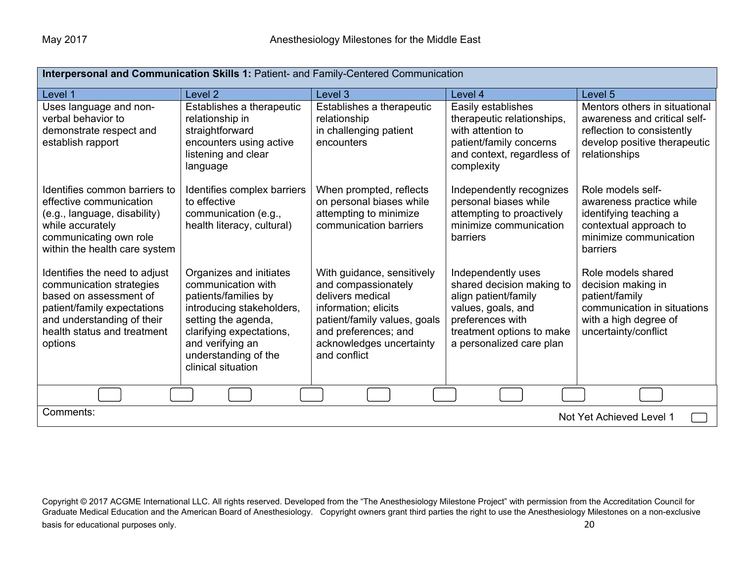| **Interpersonal and Communication Skills 1:** Patient- and Family-Centered Communication | | | | |
|---|---|---|---|---|
| Level 1 | Level 2 | Level 3 | Level 4 | Level 5 |
| Uses language and non-verbal behavior to demonstrate respect and establish rapport | Establishes a therapeutic relationship in straightforward encounters using active listening and clear language | Establishes a therapeutic relationship in challenging patient encounters | Easily establishes therapeutic relationships, with attention to patient/family concerns and context, regardless of complexity | Mentors others in situational awareness and critical self-reflection to consistently develop positive therapeutic relationships |
| Identifies common barriers to effective communication (e.g., language, disability) while accurately communicating own role within the health care system | Identifies complex barriers to effective communication (e.g., health literacy, cultural) | When prompted, reflects on personal biases while attempting to minimize communication barriers | Independently recognizes personal biases while attempting to proactively minimize communication barriers | Role models self-awareness practice while identifying teaching a contextual approach to minimize communication barriers |
| Identifies the need to adjust communication strategies based on assessment of patient/family expectations and understanding of their health status and treatment options | Organizes and initiates communication with patients/families by introducing stakeholders, setting the agenda, clarifying expectations, and verifying an understanding of the clinical situation | With guidance, sensitively and compassionately delivers medical information; elicits patient/family values, goals and preferences; and acknowledges uncertainty and conflict | Independently uses shared decision making to align patient/family values, goals, and preferences with treatment options to make a personalized care plan | Role models shared decision making in patient/family communication in situations with a high degree of uncertainty/conflict |

Comments:

Not Yet Achieved Level 1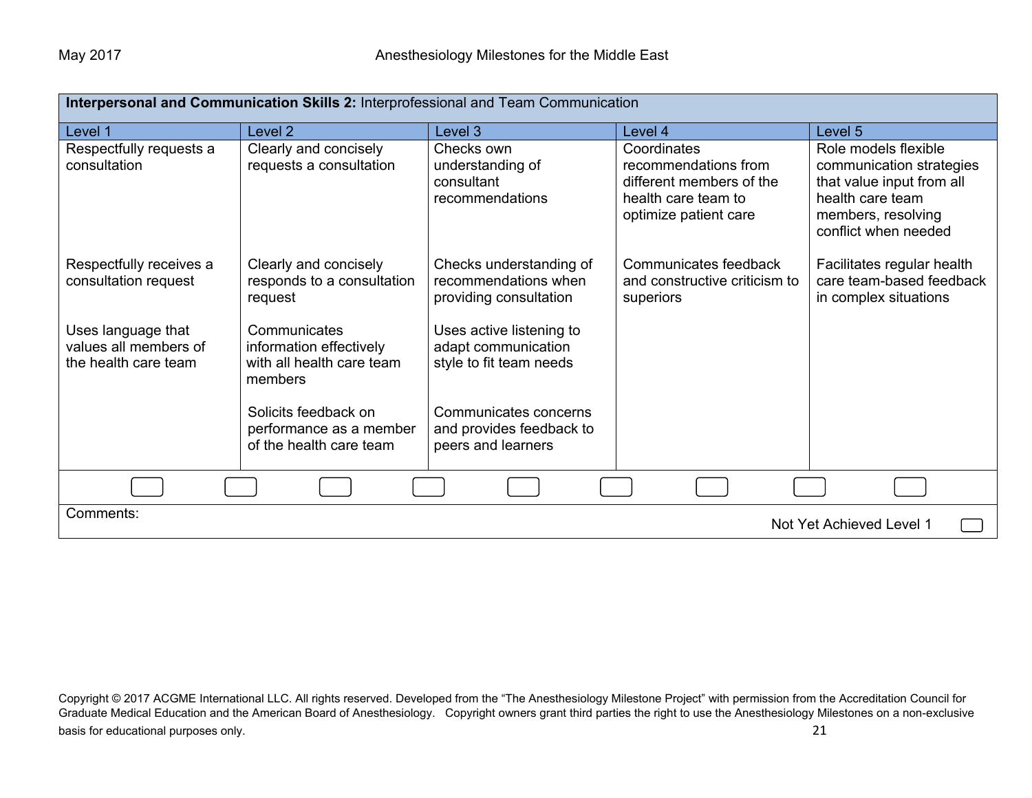| **Interpersonal and Communication Skills 2:** Interprofessional and Team Communication | | | | |
|---|---|---|---|---|
| Level 1 | Level 2 | Level 3 | Level 4 | Level 5 |
| Respectfully requests a consultation | Clearly and concisely requests a consultation | Checks own understanding of consultant recommendations | Coordinates recommendations from different members of the health care team to optimize patient care | Role models flexible communication strategies that value input from all health care team members, resolving conflict when needed |
| Respectfully receives a consultation request | Clearly and concisely responds to a consultation request | Checks understanding of recommendations when providing consultation | Communicates feedback and constructive criticism to superiors | Facilitates regular health care team-based feedback in complex situations |
| Uses language that values all members of the health care team | Communicates information effectively with all health care team members | Uses active listening to adapt communication style to fit team needs | | |
| | Solicits feedback on performance as a member of the health care team | Communicates concerns and provides feedback to peers and learners | | |

Comments:

Not Yet Achieved Level 1

Copyright © 2017 ACGME International LLC. All rights reserved. Developed from the "The Anesthesiology Milestone Project" with permission from the Accreditation Council for Graduate Medical Education and the American Board of Anesthesiology. Copyright owners grant third parties the right to use the Anesthesiology Milestones on a non-exclusive basis for educational purposes only.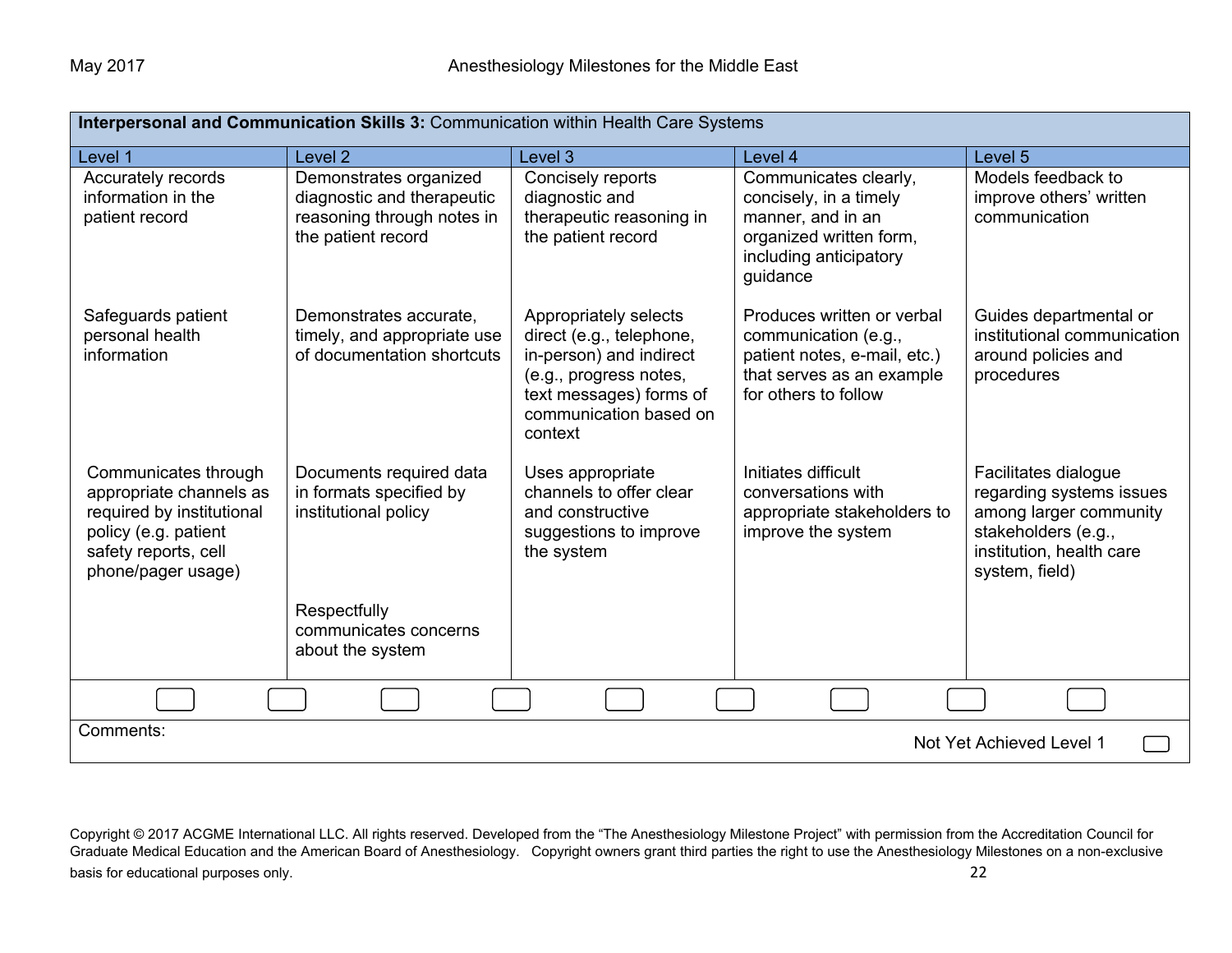| **Interpersonal and Communication Skills 3:** Communication within Health Care Systems | | | | |
|---|---|---|---|---|
| Level 1 | Level 2 | Level 3 | Level 4 | Level 5 |
| Accurately records information in the patient record | Demonstrates organized diagnostic and therapeutic reasoning through notes in the patient record | Concisely reports diagnostic and therapeutic reasoning in the patient record | Communicates clearly, concisely, in a timely manner, and in an organized written form, including anticipatory guidance | Models feedback to improve others' written communication |
| Safeguards patient personal health information | Demonstrates accurate, timely, and appropriate use of documentation shortcuts | Appropriately selects direct (e.g., telephone, in-person) and indirect (e.g., progress notes, text messages) forms of communication based on context | Produces written or verbal communication (e.g., patient notes, e-mail, etc.) that serves as an example for others to follow | Guides departmental or institutional communication around policies and procedures |
| Communicates through appropriate channels as required by institutional policy (e.g. patient safety reports, cell phone/pager usage) | Documents required data in formats specified by institutional policy | Uses appropriate channels to offer clear and constructive suggestions to improve the system | Initiates difficult conversations with appropriate stakeholders to improve the system | Facilitates dialogue regarding systems issues among larger community stakeholders (e.g., institution, health care system, field) |
| | Respectfully communicates concerns about the system | | | |

Comments:

Not Yet Achieved Level 1

Copyright © 2017 ACGME International LLC. All rights reserved. Developed from the "The Anesthesiology Milestone Project" with permission from the Accreditation Council for Graduate Medical Education and the American Board of Anesthesiology. Copyright owners grant third parties the right to use the Anesthesiology Milestones on a non-exclusive basis for educational purposes only.